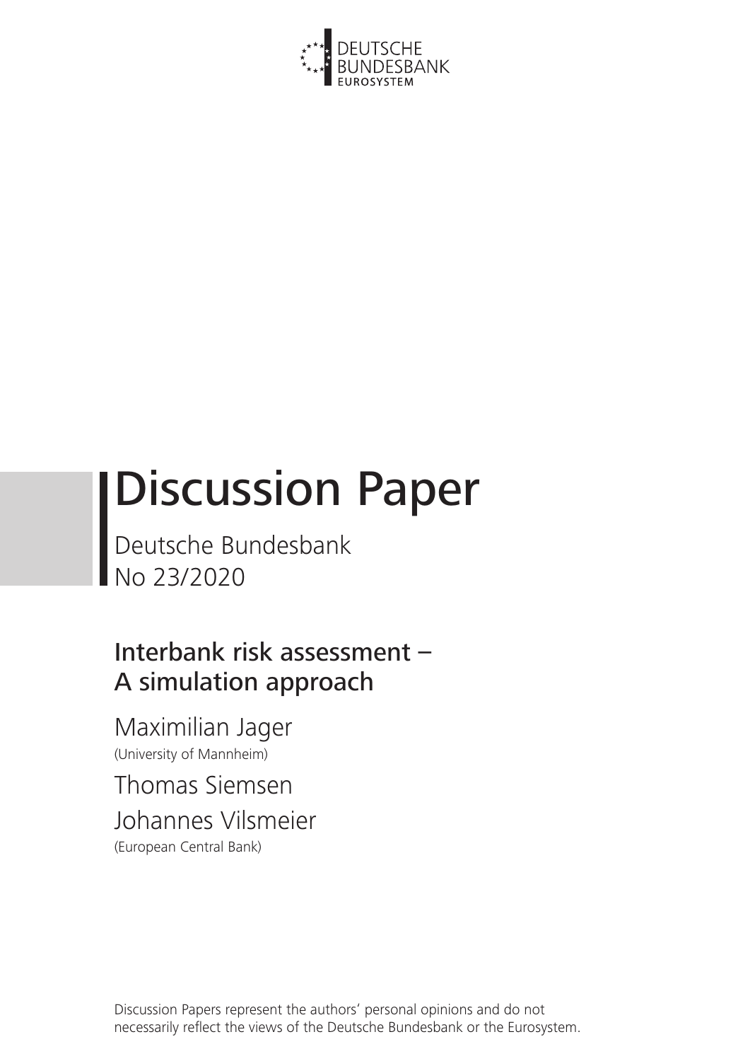DEUTSCHE BUNDESBANK
EUROSYSTEM

# Discussion Paper

Deutsche Bundesbank
No 23/2020

## Interbank risk assessment – A simulation approach

Maximilian Jager
(University of Mannheim)

Thomas Siemsen

Johannes Vilsmeier
(European Central Bank)

Discussion Papers represent the authors' personal opinions and do not necessarily reflect the views of the Deutsche Bundesbank or the Eurosystem.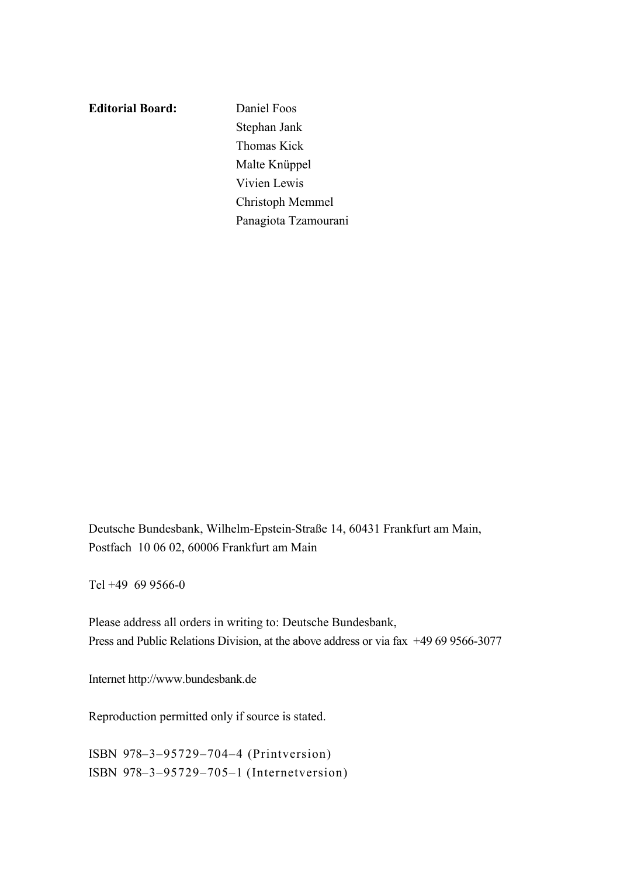**Editorial Board:** Daniel Foos
Stephan Jank
Thomas Kick
Malte Knüppel
Vivien Lewis
Christoph Memmel
Panagiota Tzamourani

Deutsche Bundesbank, Wilhelm-Epstein-Straße 14, 60431 Frankfurt am Main,
Postfach 10 06 02, 60006 Frankfurt am Main

Tel +49 69 9566-0

Please address all orders in writing to: Deutsche Bundesbank,
Press and Public Relations Division, at the above address or via fax +49 69 9566-3077

Internet http://www.bundesbank.de

Reproduction permitted only if source is stated.

ISBN 978–3–95729–704–4 (Printversion)
ISBN 978–3–95729–705–1 (Internetversion)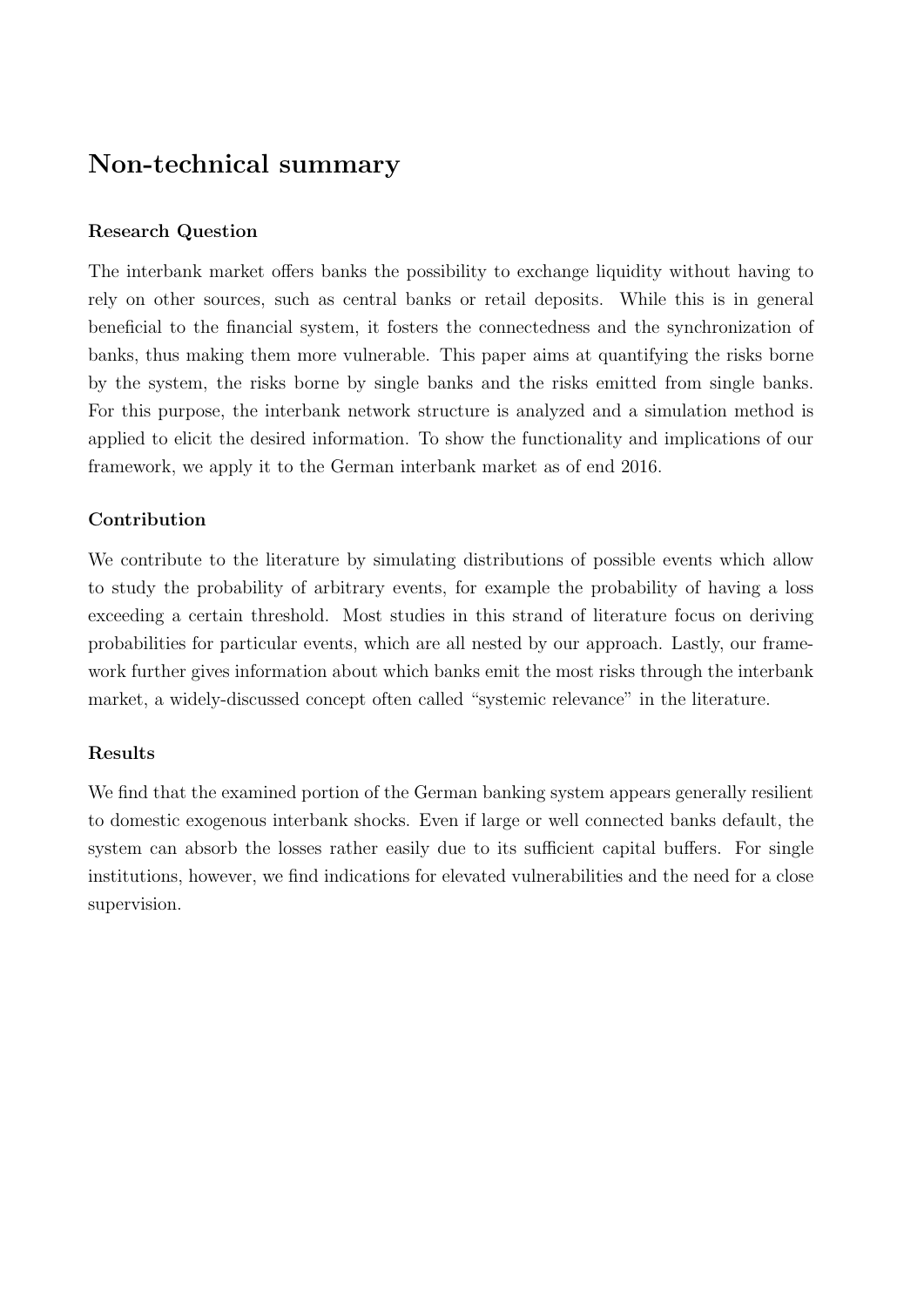## Non-technical summary

### Research Question

The interbank market offers banks the possibility to exchange liquidity without having to rely on other sources, such as central banks or retail deposits. While this is in general beneficial to the financial system, it fosters the connectedness and the synchronization of banks, thus making them more vulnerable. This paper aims at quantifying the risks borne by the system, the risks borne by single banks and the risks emitted from single banks. For this purpose, the interbank network structure is analyzed and a simulation method is applied to elicit the desired information. To show the functionality and implications of our framework, we apply it to the German interbank market as of end 2016.

### Contribution

We contribute to the literature by simulating distributions of possible events which allow to study the probability of arbitrary events, for example the probability of having a loss exceeding a certain threshold. Most studies in this strand of literature focus on deriving probabilities for particular events, which are all nested by our approach. Lastly, our framework further gives information about which banks emit the most risks through the interbank market, a widely-discussed concept often called "systemic relevance" in the literature.

### Results

We find that the examined portion of the German banking system appears generally resilient to domestic exogenous interbank shocks. Even if large or well connected banks default, the system can absorb the losses rather easily due to its sufficient capital buffers. For single institutions, however, we find indications for elevated vulnerabilities and the need for a close supervision.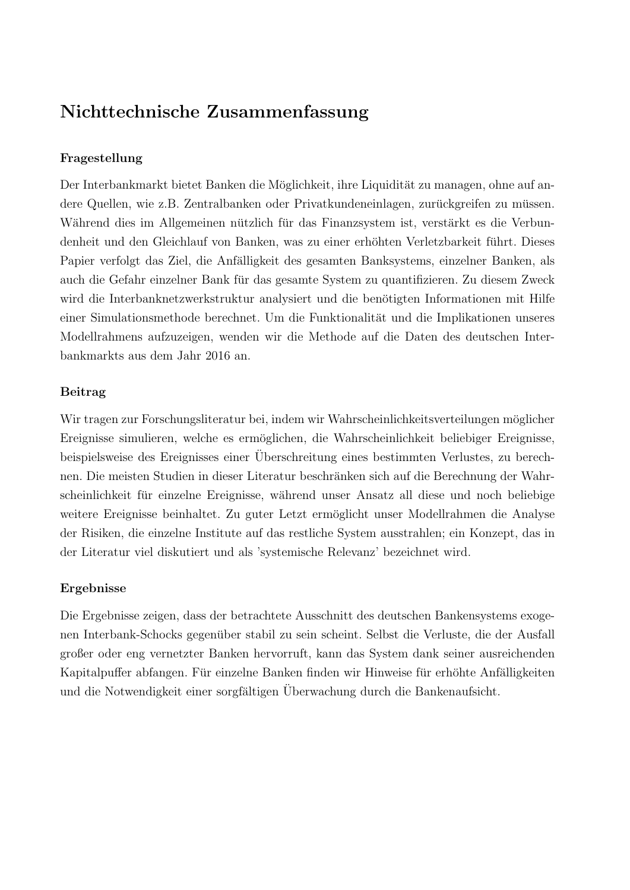# Nichttechnische Zusammenfassung

### Fragestellung

Der Interbankmarkt bietet Banken die Möglichkeit, ihre Liquidität zu managen, ohne auf andere Quellen, wie z.B. Zentralbanken oder Privatkundeneinlagen, zurückgreifen zu müssen. Während dies im Allgemeinen nützlich für das Finanzsystem ist, verstärkt es die Verbundenheit und den Gleichlauf von Banken, was zu einer erhöhten Verletzbarkeit führt. Dieses Papier verfolgt das Ziel, die Anfälligkeit des gesamten Banksystems, einzelner Banken, als auch die Gefahr einzelner Bank für das gesamte System zu quantifizieren. Zu diesem Zweck wird die Interbanknetzwerkstruktur analysiert und die benötigten Informationen mit Hilfe einer Simulationsmethode berechnet. Um die Funktionalität und die Implikationen unseres Modellrahmens aufzuzeigen, wenden wir die Methode auf die Daten des deutschen Interbankmarkts aus dem Jahr 2016 an.

### Beitrag

Wir tragen zur Forschungsliteratur bei, indem wir Wahrscheinlichkeitsverteilungen möglicher Ereignisse simulieren, welche es ermöglichen, die Wahrscheinlichkeit beliebiger Ereignisse, beispielsweise des Ereignisses einer Überschreitung eines bestimmten Verlustes, zu berechnen. Die meisten Studien in dieser Literatur beschränken sich auf die Berechnung der Wahrscheinlichkeit für einzelne Ereignisse, während unser Ansatz all diese und noch beliebige weitere Ereignisse beinhaltet. Zu guter Letzt ermöglicht unser Modellrahmen die Analyse der Risiken, die einzelne Institute auf das restliche System ausstrahlen; ein Konzept, das in der Literatur viel diskutiert und als 'systemische Relevanz' bezeichnet wird.

### Ergebnisse

Die Ergebnisse zeigen, dass der betrachtete Ausschnitt des deutschen Bankensystems exogenen Interbank-Schocks gegenüber stabil zu sein scheint. Selbst die Verluste, die der Ausfall großer oder eng vernetzter Banken hervorruft, kann das System dank seiner ausreichenden Kapitalpuffer abfangen. Für einzelne Banken finden wir Hinweise für erhöhte Anfälligkeiten und die Notwendigkeit einer sorgfältigen Überwachung durch die Bankenaufsicht.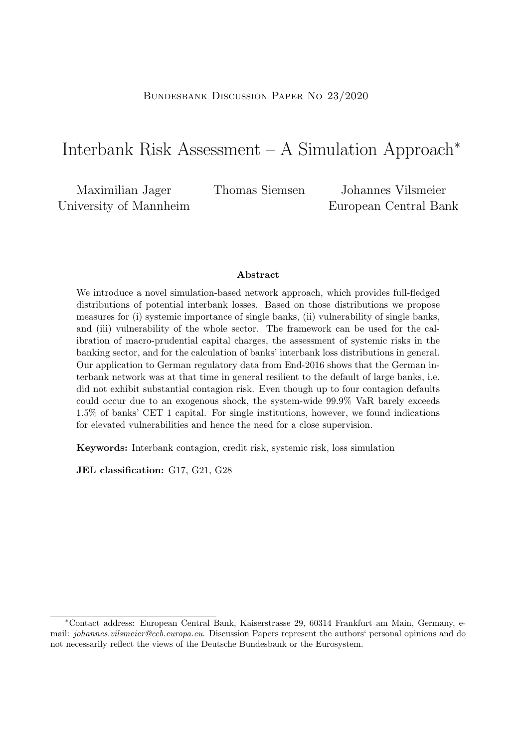Bundesbank Discussion Paper No 23/2020

# Interbank Risk Assessment – A Simulation Approach*

Maximilian Jager
University of Mannheim

Thomas Siemsen

Johannes Vilsmeier
European Central Bank

**Abstract**

We introduce a novel simulation-based network approach, which provides full-fledged distributions of potential interbank losses. Based on those distributions we propose measures for (i) systemic importance of single banks, (ii) vulnerability of single banks, and (iii) vulnerability of the whole sector. The framework can be used for the calibration of macro-prudential capital charges, the assessment of systemic risks in the banking sector, and for the calculation of banks' interbank loss distributions in general. Our application to German regulatory data from End-2016 shows that the German interbank network was at that time in general resilient to the default of large banks, i.e. did not exhibit substantial contagion risk. Even though up to four contagion defaults could occur due to an exogenous shock, the system-wide 99.9% VaR barely exceeds 1.5% of banks' CET 1 capital. For single institutions, however, we found indications for elevated vulnerabilities and hence the need for a close supervision.

**Keywords:** Interbank contagion, credit risk, systemic risk, loss simulation

**JEL classification:** G17, G21, G28

---

*Contact address: European Central Bank, Kaiserstrasse 29, 60314 Frankfurt am Main, Germany, e-mail: *johannes.vilsmeier@ecb.europa.eu*. Discussion Papers represent the authors' personal opinions and do not necessarily reflect the views of the Deutsche Bundesbank or the Eurosystem.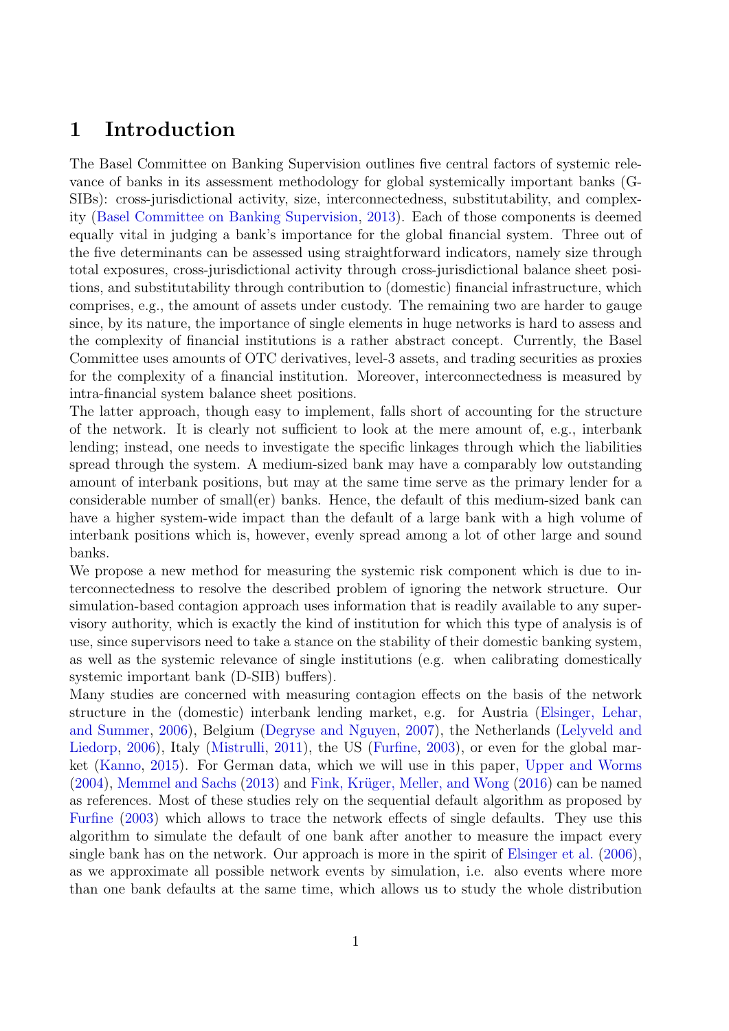# 1 Introduction

The Basel Committee on Banking Supervision outlines five central factors of systemic relevance of banks in its assessment methodology for global systemically important banks (G-SIBs): cross-jurisdictional activity, size, interconnectedness, substitutability, and complexity (Basel Committee on Banking Supervision, 2013). Each of those components is deemed equally vital in judging a bank's importance for the global financial system. Three out of the five determinants can be assessed using straightforward indicators, namely size through total exposures, cross-jurisdictional activity through cross-jurisdictional balance sheet positions, and substitutability through contribution to (domestic) financial infrastructure, which comprises, e.g., the amount of assets under custody. The remaining two are harder to gauge since, by its nature, the importance of single elements in huge networks is hard to assess and the complexity of financial institutions is a rather abstract concept. Currently, the Basel Committee uses amounts of OTC derivatives, level-3 assets, and trading securities as proxies for the complexity of a financial institution. Moreover, interconnectedness is measured by intra-financial system balance sheet positions.

The latter approach, though easy to implement, falls short of accounting for the structure of the network. It is clearly not sufficient to look at the mere amount of, e.g., interbank lending; instead, one needs to investigate the specific linkages through which the liabilities spread through the system. A medium-sized bank may have a comparably low outstanding amount of interbank positions, but may at the same time serve as the primary lender for a considerable number of small(er) banks. Hence, the default of this medium-sized bank can have a higher system-wide impact than the default of a large bank with a high volume of interbank positions which is, however, evenly spread among a lot of other large and sound banks.

We propose a new method for measuring the systemic risk component which is due to interconnectedness to resolve the described problem of ignoring the network structure. Our simulation-based contagion approach uses information that is readily available to any supervisory authority, which is exactly the kind of institution for which this type of analysis is of use, since supervisors need to take a stance on the stability of their domestic banking system, as well as the systemic relevance of single institutions (e.g. when calibrating domestically systemic important bank (D-SIB) buffers).

Many studies are concerned with measuring contagion effects on the basis of the network structure in the (domestic) interbank lending market, e.g. for Austria (Elsinger, Lehar, and Summer, 2006), Belgium (Degryse and Nguyen, 2007), the Netherlands (Lelyveld and Liedorp, 2006), Italy (Mistrulli, 2011), the US (Furfine, 2003), or even for the global market (Kanno, 2015). For German data, which we will use in this paper, Upper and Worms (2004), Memmel and Sachs (2013) and Fink, Krüger, Meller, and Wong (2016) can be named as references. Most of these studies rely on the sequential default algorithm as proposed by Furfine (2003) which allows to trace the network effects of single defaults. They use this algorithm to simulate the default of one bank after another to measure the impact every single bank has on the network. Our approach is more in the spirit of Elsinger et al. (2006), as we approximate all possible network events by simulation, i.e. also events where more than one bank defaults at the same time, which allows us to study the whole distribution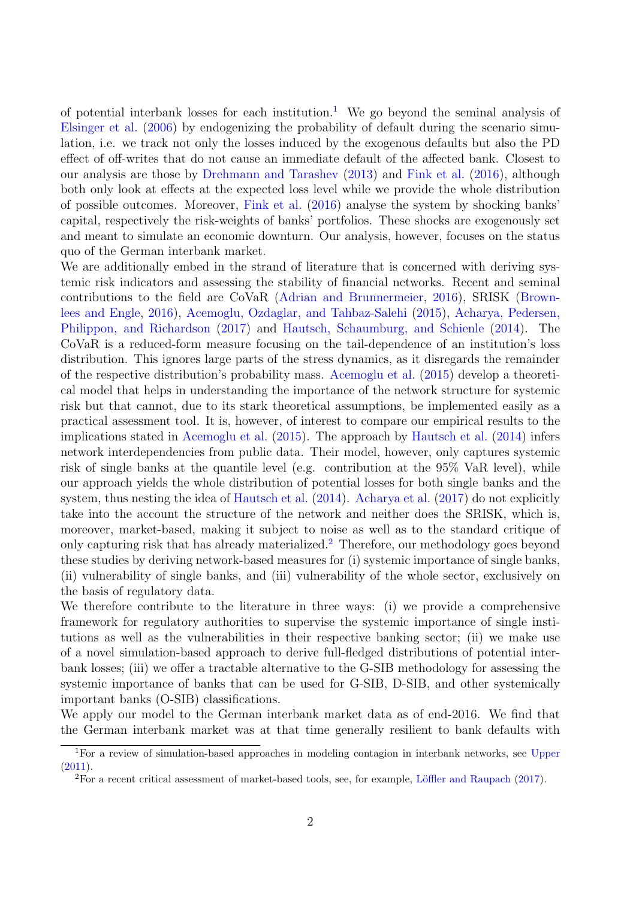of potential interbank losses for each institution.[1] We go beyond the seminal analysis of Elsinger et al. (2006) by endogenizing the probability of default during the scenario simulation, i.e. we track not only the losses induced by the exogenous defaults but also the PD effect of off-writes that do not cause an immediate default of the affected bank. Closest to our analysis are those by Drehmann and Tarashev (2013) and Fink et al. (2016), although both only look at effects at the expected loss level while we provide the whole distribution of possible outcomes. Moreover, Fink et al. (2016) analyse the system by shocking banks' capital, respectively the risk-weights of banks' portfolios. These shocks are exogenously set and meant to simulate an economic downturn. Our analysis, however, focuses on the status quo of the German interbank market.

We are additionally embed in the strand of literature that is concerned with deriving systemic risk indicators and assessing the stability of financial networks. Recent and seminal contributions to the field are CoVaR (Adrian and Brunnermeier, 2016), SRISK (Brownlees and Engle, 2016), Acemoglu, Ozdaglar, and Tahbaz-Salehi (2015), Acharya, Pedersen, Philippon, and Richardson (2017) and Hautsch, Schaumburg, and Schienle (2014). The CoVaR is a reduced-form measure focusing on the tail-dependence of an institution's loss distribution. This ignores large parts of the stress dynamics, as it disregards the remainder of the respective distribution's probability mass. Acemoglu et al. (2015) develop a theoretical model that helps in understanding the importance of the network structure for systemic risk but that cannot, due to its stark theoretical assumptions, be implemented easily as a practical assessment tool. It is, however, of interest to compare our empirical results to the implications stated in Acemoglu et al. (2015). The approach by Hautsch et al. (2014) infers network interdependencies from public data. Their model, however, only captures systemic risk of single banks at the quantile level (e.g. contribution at the 95% VaR level), while our approach yields the whole distribution of potential losses for both single banks and the system, thus nesting the idea of Hautsch et al. (2014). Acharya et al. (2017) do not explicitly take into the account the structure of the network and neither does the SRISK, which is, moreover, market-based, making it subject to noise as well as to the standard critique of only capturing risk that has already materialized.[2] Therefore, our methodology goes beyond these studies by deriving network-based measures for (i) systemic importance of single banks, (ii) vulnerability of single banks, and (iii) vulnerability of the whole sector, exclusively on the basis of regulatory data.

We therefore contribute to the literature in three ways: (i) we provide a comprehensive framework for regulatory authorities to supervise the systemic importance of single institutions as well as the vulnerabilities in their respective banking sector; (ii) we make use of a novel simulation-based approach to derive full-fledged distributions of potential interbank losses; (iii) we offer a tractable alternative to the G-SIB methodology for assessing the systemic importance of banks that can be used for G-SIB, D-SIB, and other systemically important banks (O-SIB) classifications.

We apply our model to the German interbank market data as of end-2016. We find that the German interbank market was at that time generally resilient to bank defaults with

[1] For a review of simulation-based approaches in modeling contagion in interbank networks, see Upper (2011).

[2] For a recent critical assessment of market-based tools, see, for example, Löffler and Raupach (2017).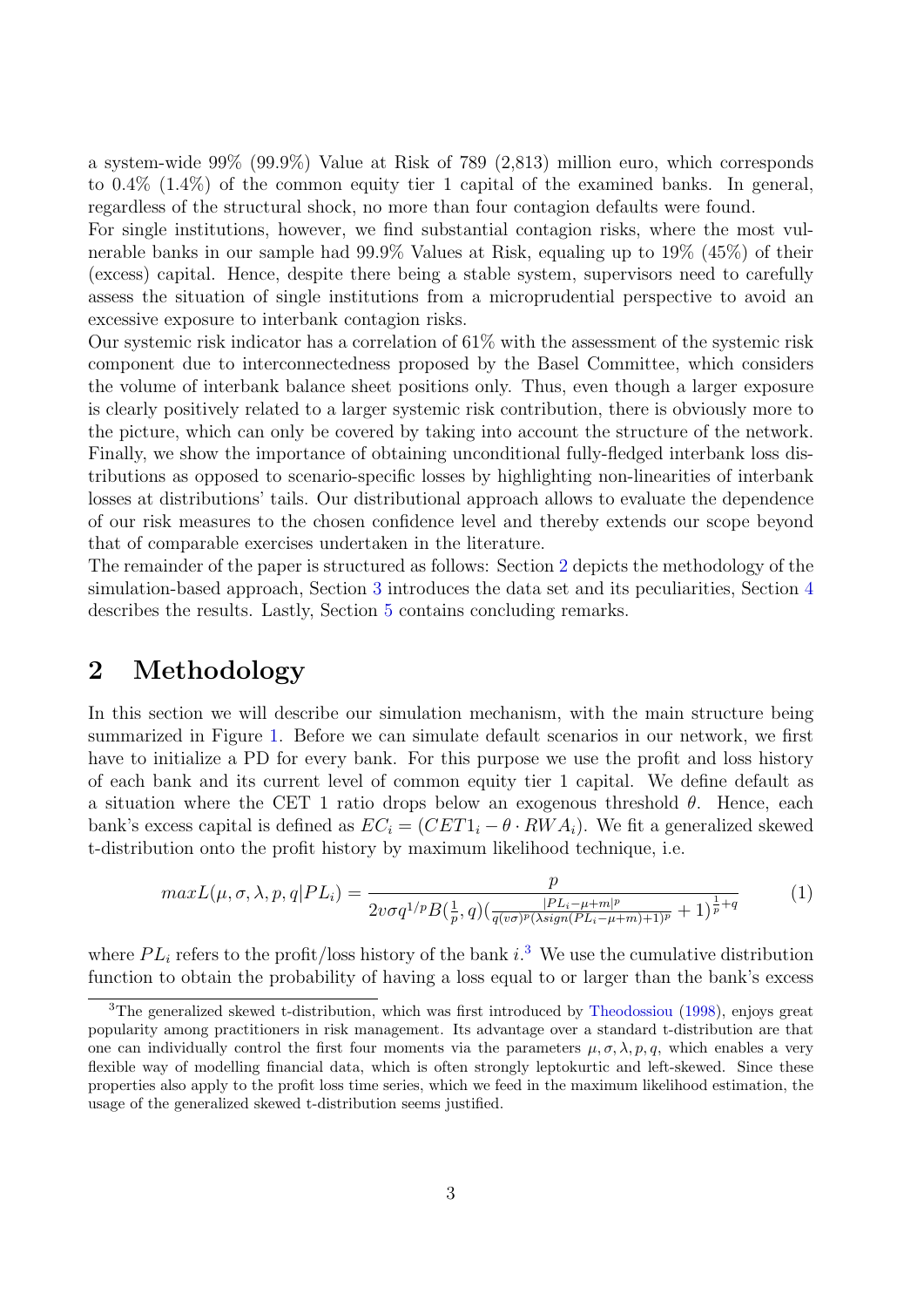a system-wide 99% (99.9%) Value at Risk of 789 (2,813) million euro, which corresponds to 0.4% (1.4%) of the common equity tier 1 capital of the examined banks. In general, regardless of the structural shock, no more than four contagion defaults were found.

For single institutions, however, we find substantial contagion risks, where the most vulnerable banks in our sample had 99.9% Values at Risk, equaling up to 19% (45%) of their (excess) capital. Hence, despite there being a stable system, supervisors need to carefully assess the situation of single institutions from a microprudential perspective to avoid an excessive exposure to interbank contagion risks.

Our systemic risk indicator has a correlation of 61% with the assessment of the systemic risk component due to interconnectedness proposed by the Basel Committee, which considers the volume of interbank balance sheet positions only. Thus, even though a larger exposure is clearly positively related to a larger systemic risk contribution, there is obviously more to the picture, which can only be covered by taking into account the structure of the network. Finally, we show the importance of obtaining unconditional fully-fledged interbank loss distributions as opposed to scenario-specific losses by highlighting non-linearities of interbank losses at distributions' tails. Our distributional approach allows to evaluate the dependence of our risk measures to the chosen confidence level and thereby extends our scope beyond that of comparable exercises undertaken in the literature.

The remainder of the paper is structured as follows: Section 2 depicts the methodology of the simulation-based approach, Section 3 introduces the data set and its peculiarities, Section 4 describes the results. Lastly, Section 5 contains concluding remarks.

## 2 Methodology

In this section we will describe our simulation mechanism, with the main structure being summarized in Figure 1. Before we can simulate default scenarios in our network, we first have to initialize a PD for every bank. For this purpose we use the profit and loss history of each bank and its current level of common equity tier 1 capital. We define default as a situation where the CET 1 ratio drops below an exogenous threshold $\theta$. Hence, each bank's excess capital is defined as $EC_i = (CET1_i - \theta \cdot RWA_i)$. We fit a generalized skewed t-distribution onto the profit history by maximum likelihood technique, i.e.

$$maxL(\mu, \sigma, \lambda, p, q|PL_i) = \frac{p}{2v\sigma q^{1/p}B(\frac{1}{p}, q)(\frac{|PL_i - \mu + m|^p}{q(v\sigma)^p(\lambda sign(PL_i - \mu + m) + 1)^p} + 1)^{\frac{1}{p}+q}} \tag{1}$$

where $PL_i$ refers to the profit/loss history of the bank $i$.[3] We use the cumulative distribution function to obtain the probability of having a loss equal to or larger than the bank's excess

[3] The generalized skewed t-distribution, which was first introduced by Theodossiou (1998), enjoys great popularity among practitioners in risk management. Its advantage over a standard t-distribution are that one can individually control the first four moments via the parameters $\mu, \sigma, \lambda, p, q$, which enables a very flexible way of modelling financial data, which is often strongly leptokurtic and left-skewed. Since these properties also apply to the profit loss time series, which we feed in the maximum likelihood estimation, the usage of the generalized skewed t-distribution seems justified.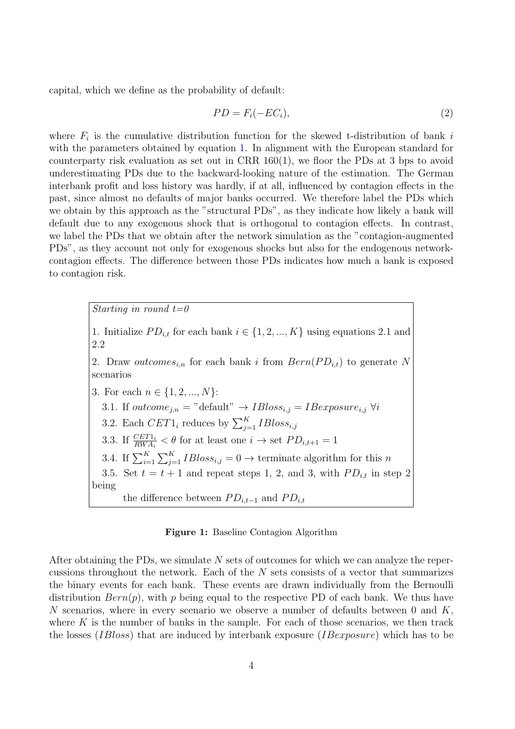capital, which we define as the probability of default:

$$PD = F_i(-EC_i), \tag{2}$$

where $F_i$ is the cumulative distribution function for the skewed t-distribution of bank $i$ with the parameters obtained by equation 1. In alignment with the European standard for counterparty risk evaluation as set out in CRR 160(1), we floor the PDs at 3 bps to avoid underestimating PDs due to the backward-looking nature of the estimation. The German interbank profit and loss history was hardly, if at all, influenced by contagion effects in the past, since almost no defaults of major banks occurred. We therefore label the PDs which we obtain by this approach as the "structural PDs", as they indicate how likely a bank will default due to any exogenous shock that is orthogonal to contagion effects. In contrast, we label the PDs that we obtain after the network simulation as the "contagion-augmented PDs", as they account not only for exogenous shocks but also for the endogenous network-contagion effects. The difference between those PDs indicates how much a bank is exposed to contagion risk.

*Starting in round t=0*

1. Initialize $PD_{i,t}$ for each bank $i \in \{1, 2, ..., K\}$ using equations 2.1 and 2.2
2. Draw $outcomes_{i,n}$ for each bank $i$ from $Bern(PD_{i,t})$ to generate $N$ scenarios
3. For each $n \in \{1, 2, ..., N\}$:
   - 3.1. If $outcome_{j,n} =$ "default" $\rightarrow IBloss_{i,j} = IBexposure_{i,j} \; \forall i$
   - 3.2. Each $CET1_i$ reduces by $\sum_{j=1}^{K} IBloss_{i,j}$
   - 3.3. If $\frac{CET1_i}{RWA_i} < \theta$ for at least one $i \rightarrow$ set $PD_{i,t+1} = 1$
   - 3.4. If $\sum_{i=1}^{K} \sum_{j=1}^{K} IBloss_{i,j} = 0 \rightarrow$ terminate algorithm for this $n$
   - 3.5. Set $t = t + 1$ and repeat steps 1, 2, and 3, with $PD_{i,t}$ in step 2 being the difference between $PD_{i,t-1}$ and $PD_{i,t}$

**Figure 1:** Baseline Contagion Algorithm

After obtaining the PDs, we simulate $N$ sets of outcomes for which we can analyze the repercussions throughout the network. Each of the $N$ sets consists of a vector that summarizes the binary events for each bank. These events are drawn individually from the Bernoulli distribution $Bern(p)$, with $p$ being equal to the respective PD of each bank. We thus have $N$ scenarios, where in every scenario we observe a number of defaults between 0 and $K$, where $K$ is the number of banks in the sample. For each of those scenarios, we then track the losses ($IBloss$) that are induced by interbank exposure ($IBexposure$) which has to be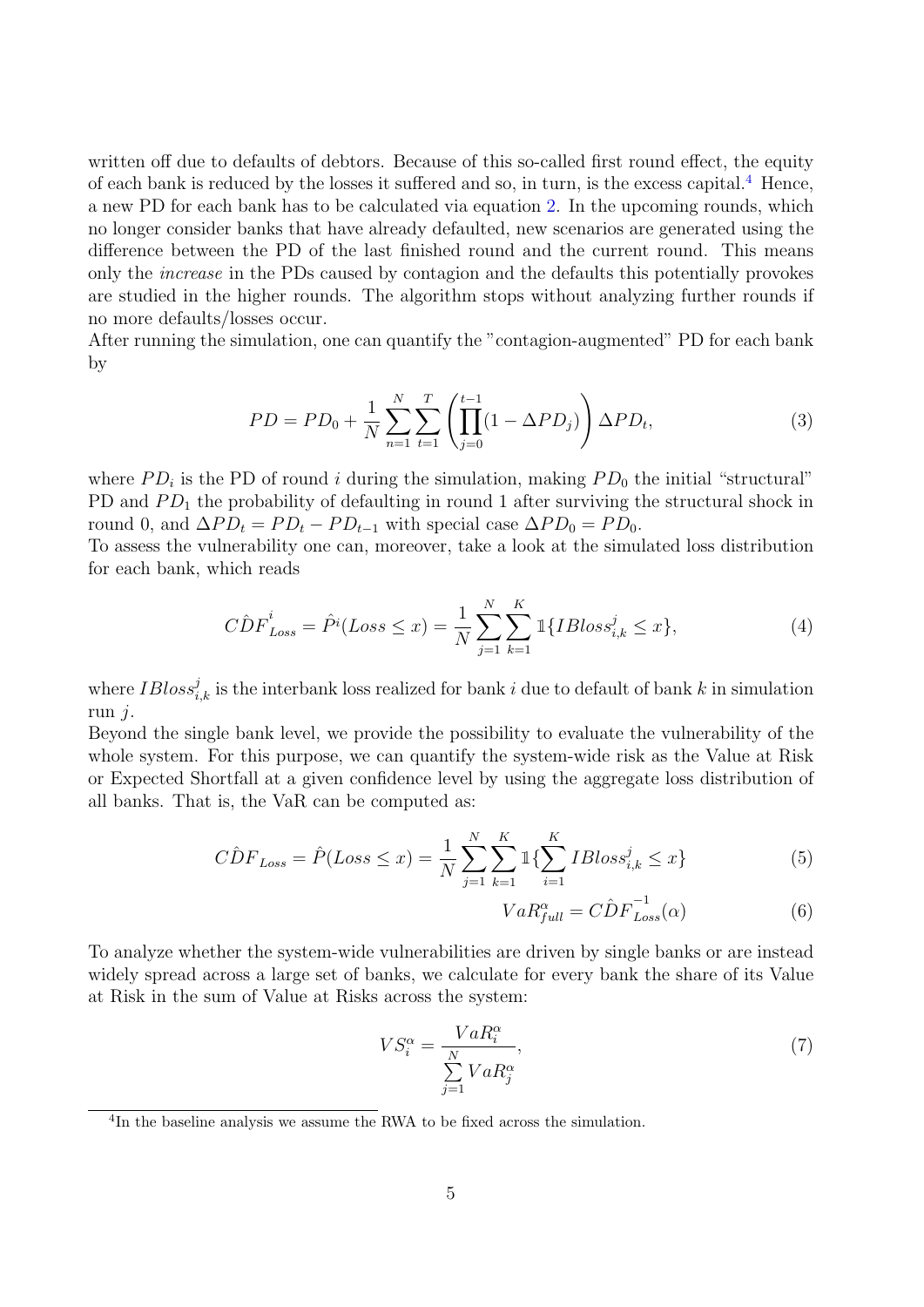written off due to defaults of debtors. Because of this so-called first round effect, the equity of each bank is reduced by the losses it suffered and so, in turn, is the excess capital.[4] Hence, a new PD for each bank has to be calculated via equation 2. In the upcoming rounds, which no longer consider banks that have already defaulted, new scenarios are generated using the difference between the PD of the last finished round and the current round. This means only the *increase* in the PDs caused by contagion and the defaults this potentially provokes are studied in the higher rounds. The algorithm stops without analyzing further rounds if no more defaults/losses occur.

After running the simulation, one can quantify the "contagion-augmented" PD for each bank by

$$PD = PD_0 + \frac{1}{N}\sum_{n=1}^{N}\sum_{t=1}^{T}\left(\prod_{j=0}^{t-1}(1-\Delta PD_j)\right)\Delta PD_t, \tag{3}$$

where $PD_i$ is the PD of round $i$ during the simulation, making $PD_0$ the initial "structural" PD and $PD_1$ the probability of defaulting in round 1 after surviving the structural shock in round 0, and $\Delta PD_t = PD_t - PD_{t-1}$ with special case $\Delta PD_0 = PD_0$.

To assess the vulnerability one can, moreover, take a look at the simulated loss distribution for each bank, which reads

$$\hat{CDF}^{i}_{Loss} = \hat{P}^i(Loss \leq x) = \frac{1}{N}\sum_{j=1}^{N}\sum_{k=1}^{K}\mathbb{1}\{IBloss^j_{i,k} \leq x\}, \tag{4}$$

where $IBloss^j_{i,k}$ is the interbank loss realized for bank $i$ due to default of bank $k$ in simulation run $j$.

Beyond the single bank level, we provide the possibility to evaluate the vulnerability of the whole system. For this purpose, we can quantify the system-wide risk as the Value at Risk or Expected Shortfall at a given confidence level by using the aggregate loss distribution of all banks. That is, the VaR can be computed as:

$$\hat{CDF}_{Loss} = \hat{P}(Loss \leq x) = \frac{1}{N}\sum_{j=1}^{N}\sum_{k=1}^{K}\mathbb{1}\{\sum_{i=1}^{K} IBloss^j_{i,k} \leq x\} \tag{5}$$

$$VaR^{\alpha}_{full} = \hat{CDF}^{-1}_{Loss}(\alpha) \tag{6}$$

To analyze whether the system-wide vulnerabilities are driven by single banks or are instead widely spread across a large set of banks, we calculate for every bank the share of its Value at Risk in the sum of Value at Risks across the system:

$$VS^{\alpha}_i = \frac{VaR^{\alpha}_i}{\sum\limits_{j=1}^{N} VaR^{\alpha}_j}, \tag{7}$$

[4] In the baseline analysis we assume the RWA to be fixed across the simulation.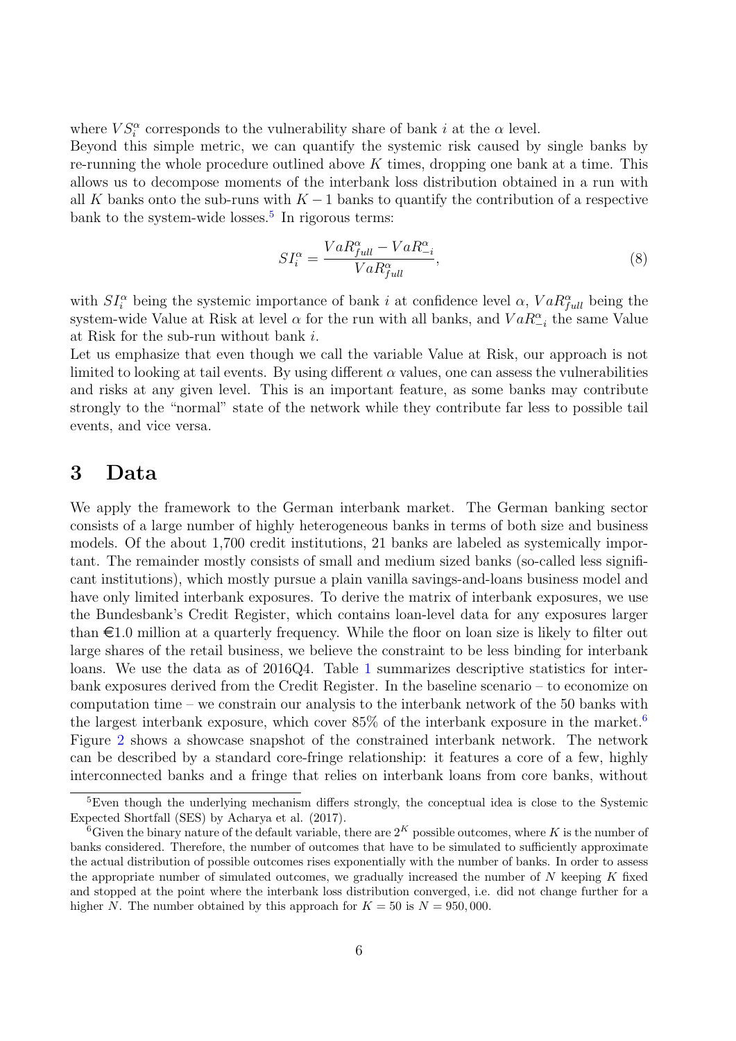where $VS_i^\alpha$ corresponds to the vulnerability share of bank $i$ at the $\alpha$ level.

Beyond this simple metric, we can quantify the systemic risk caused by single banks by re-running the whole procedure outlined above $K$ times, dropping one bank at a time. This allows us to decompose moments of the interbank loss distribution obtained in a run with all $K$ banks onto the sub-runs with $K-1$ banks to quantify the contribution of a respective bank to the system-wide losses.[5] In rigorous terms:

$$SI_i^\alpha = \frac{VaR_{full}^\alpha - VaR_{-i}^\alpha}{VaR_{full}^\alpha}, \tag{8}$$

with $SI_i^\alpha$ being the systemic importance of bank $i$ at confidence level $\alpha$, $VaR_{full}^\alpha$ being the system-wide Value at Risk at level $\alpha$ for the run with all banks, and $VaR_{-i}^\alpha$ the same Value at Risk for the sub-run without bank $i$.

Let us emphasize that even though we call the variable Value at Risk, our approach is not limited to looking at tail events. By using different $\alpha$ values, one can assess the vulnerabilities and risks at any given level. This is an important feature, as some banks may contribute strongly to the "normal" state of the network while they contribute far less to possible tail events, and vice versa.

# 3 Data

We apply the framework to the German interbank market. The German banking sector consists of a large number of highly heterogeneous banks in terms of both size and business models. Of the about 1,700 credit institutions, 21 banks are labeled as systemically important. The remainder mostly consists of small and medium sized banks (so-called less significant institutions), which mostly pursue a plain vanilla savings-and-loans business model and have only limited interbank exposures. To derive the matrix of interbank exposures, we use the Bundesbank's Credit Register, which contains loan-level data for any exposures larger than €1.0 million at a quarterly frequency. While the floor on loan size is likely to filter out large shares of the retail business, we believe the constraint to be less binding for interbank loans. We use the data as of 2016Q4. Table 1 summarizes descriptive statistics for interbank exposures derived from the Credit Register. In the baseline scenario – to economize on computation time – we constrain our analysis to the interbank network of the 50 banks with the largest interbank exposure, which cover 85% of the interbank exposure in the market.[6] Figure 2 shows a showcase snapshot of the constrained interbank network. The network can be described by a standard core-fringe relationship: it features a core of a few, highly interconnected banks and a fringe that relies on interbank loans from core banks, without

[5] Even though the underlying mechanism differs strongly, the conceptual idea is close to the Systemic Expected Shortfall (SES) by Acharya et al. (2017).

[6] Given the binary nature of the default variable, there are $2^K$ possible outcomes, where $K$ is the number of banks considered. Therefore, the number of outcomes that have to be simulated to sufficiently approximate the actual distribution of possible outcomes rises exponentially with the number of banks. In order to assess the appropriate number of simulated outcomes, we gradually increased the number of $N$ keeping $K$ fixed and stopped at the point where the interbank loss distribution converged, i.e. did not change further for a higher $N$. The number obtained by this approach for $K = 50$ is $N = 950,000$.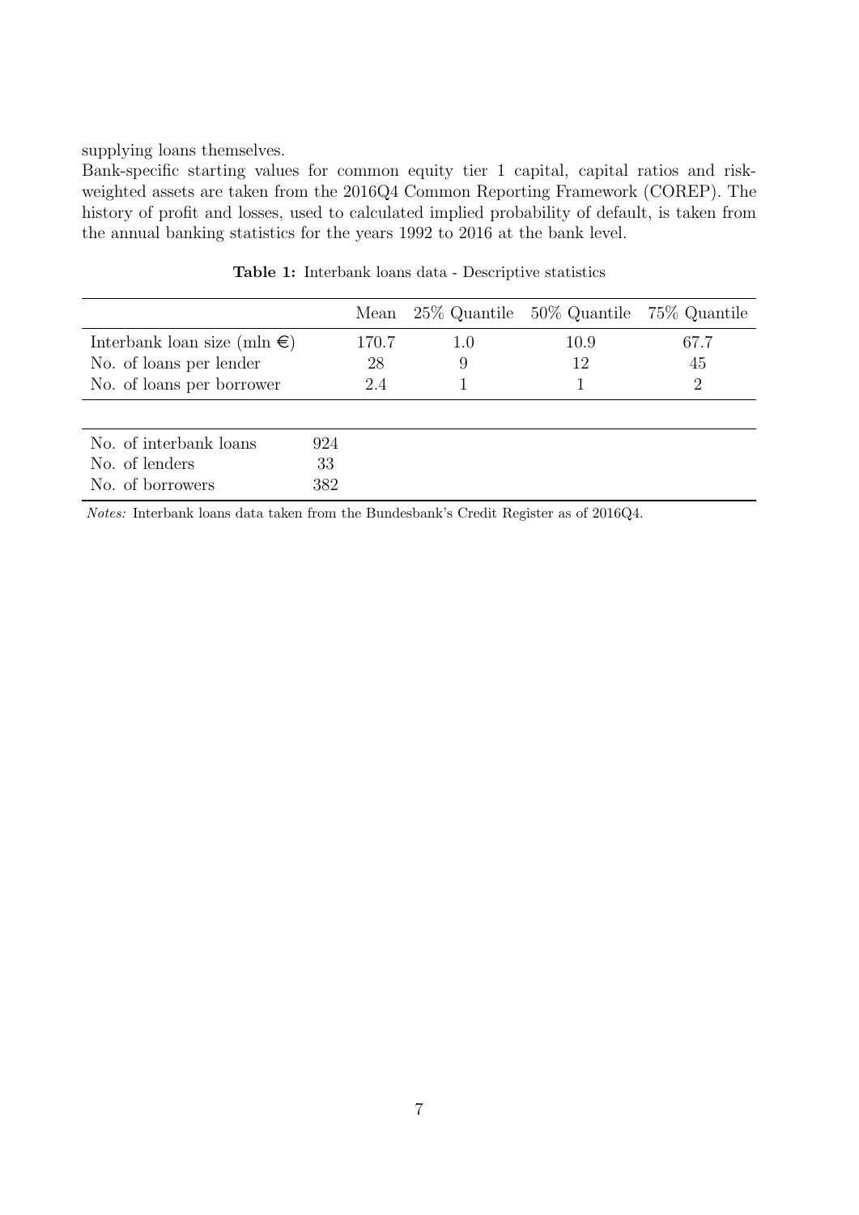supplying loans themselves.

Bank-specific starting values for common equity tier 1 capital, capital ratios and risk-weighted assets are taken from the 2016Q4 Common Reporting Framework (COREP). The history of profit and losses, used to calculated implied probability of default, is taken from the annual banking statistics for the years 1992 to 2016 at the bank level.

**Table 1:** Interbank loans data - Descriptive statistics

| | Mean | 25% Quantile | 50% Quantile | 75% Quantile |
|---|---|---|---|---|
| Interbank loan size (mln €) | 170.7 | 1.0 | 10.9 | 67.7 |
| No. of loans per lender | 28 | 9 | 12 | 45 |
| No. of loans per borrower | 2.4 | 1 | 1 | 2 |

| | |
|---|---|
| No. of interbank loans | 924 |
| No. of lenders | 33 |
| No. of borrowers | 382 |

*Notes:* Interbank loans data taken from the Bundesbank's Credit Register as of 2016Q4.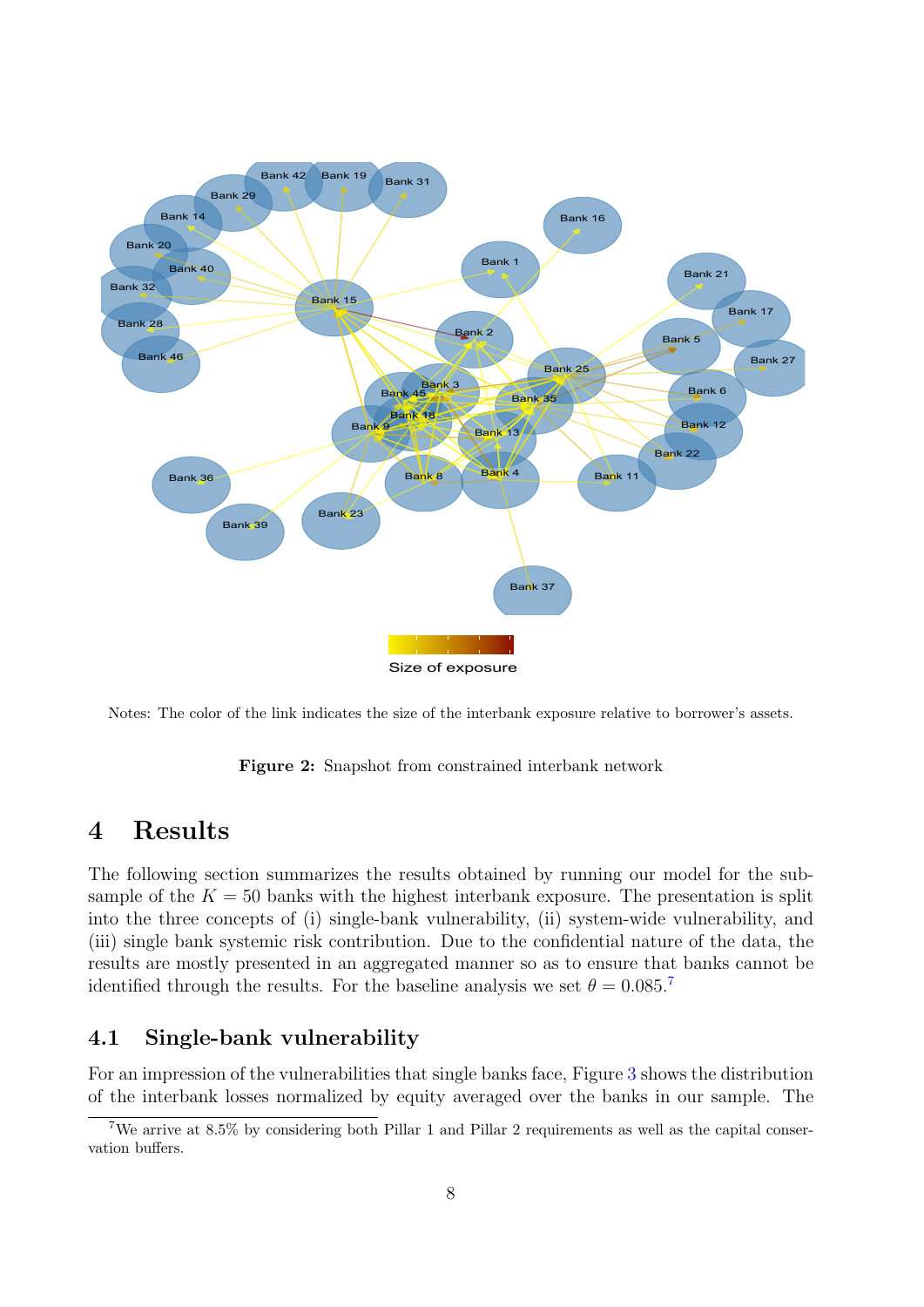Notes: The color of the link indicates the size of the interbank exposure relative to borrower's assets.

**Figure 2:** Snapshot from constrained interbank network

# 4 Results

The following section summarizes the results obtained by running our model for the subsample of the $K = 50$ banks with the highest interbank exposure. The presentation is split into the three concepts of (i) single-bank vulnerability, (ii) system-wide vulnerability, and (iii) single bank systemic risk contribution. Due to the confidential nature of the data, the results are mostly presented in an aggregated manner so as to ensure that banks cannot be identified through the results. For the baseline analysis we set $\theta = 0.085$.[7]

## 4.1 Single-bank vulnerability

For an impression of the vulnerabilities that single banks face, Figure 3 shows the distribution of the interbank losses normalized by equity averaged over the banks in our sample. The

[7] We arrive at 8.5% by considering both Pillar 1 and Pillar 2 requirements as well as the capital conservation buffers.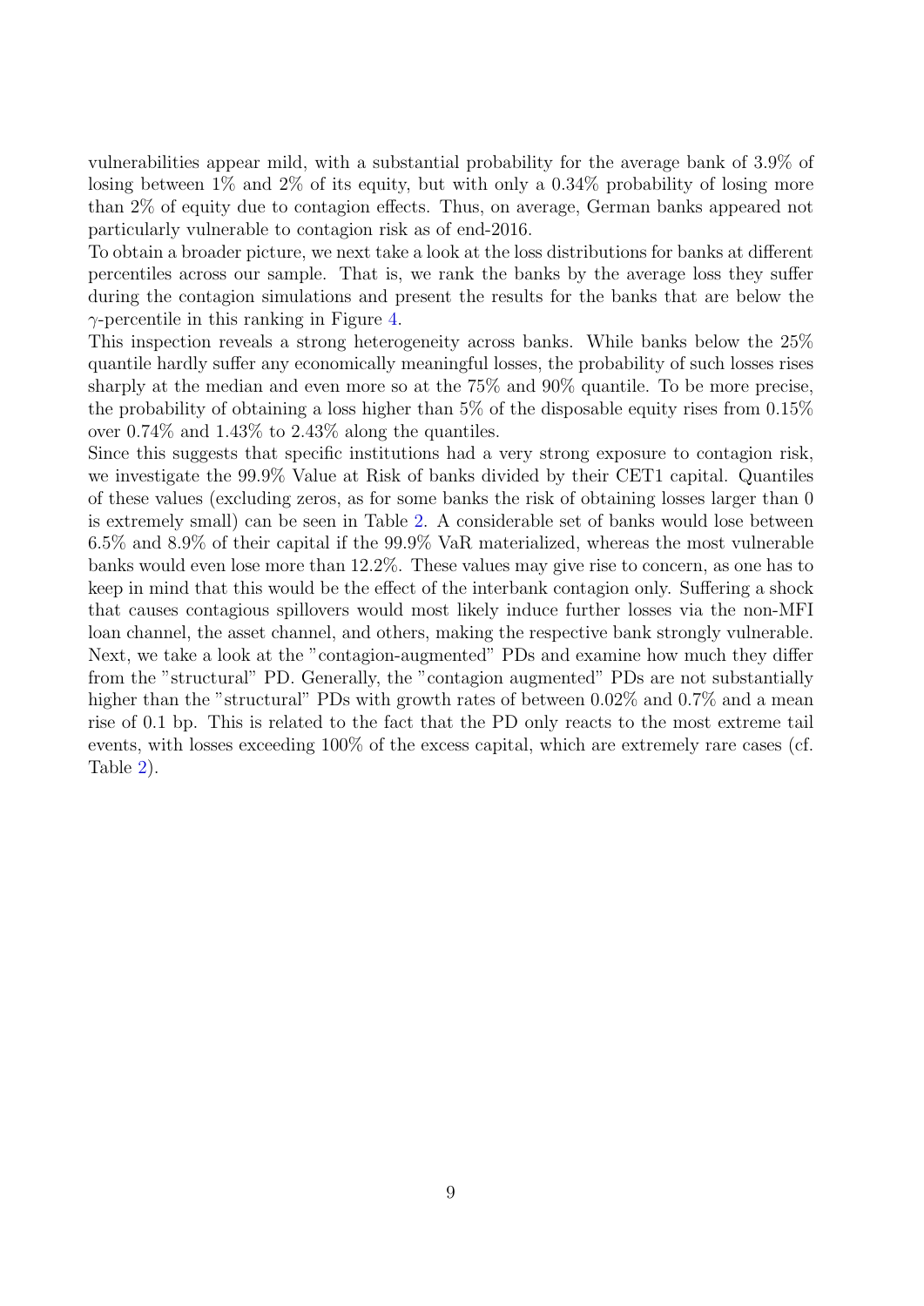vulnerabilities appear mild, with a substantial probability for the average bank of 3.9% of losing between 1% and 2% of its equity, but with only a 0.34% probability of losing more than 2% of equity due to contagion effects. Thus, on average, German banks appeared not particularly vulnerable to contagion risk as of end-2016.

To obtain a broader picture, we next take a look at the loss distributions for banks at different percentiles across our sample. That is, we rank the banks by the average loss they suffer during the contagion simulations and present the results for the banks that are below the $\gamma$-percentile in this ranking in Figure 4.

This inspection reveals a strong heterogeneity across banks. While banks below the 25% quantile hardly suffer any economically meaningful losses, the probability of such losses rises sharply at the median and even more so at the 75% and 90% quantile. To be more precise, the probability of obtaining a loss higher than 5% of the disposable equity rises from 0.15% over 0.74% and 1.43% to 2.43% along the quantiles.

Since this suggests that specific institutions had a very strong exposure to contagion risk, we investigate the 99.9% Value at Risk of banks divided by their CET1 capital. Quantiles of these values (excluding zeros, as for some banks the risk of obtaining losses larger than 0 is extremely small) can be seen in Table 2. A considerable set of banks would lose between 6.5% and 8.9% of their capital if the 99.9% VaR materialized, whereas the most vulnerable banks would even lose more than 12.2%. These values may give rise to concern, as one has to keep in mind that this would be the effect of the interbank contagion only. Suffering a shock that causes contagious spillovers would most likely induce further losses via the non-MFI loan channel, the asset channel, and others, making the respective bank strongly vulnerable.

Next, we take a look at the "contagion-augmented" PDs and examine how much they differ from the "structural" PD. Generally, the "contagion augmented" PDs are not substantially higher than the "structural" PDs with growth rates of between 0.02% and 0.7% and a mean rise of 0.1 bp. This is related to the fact that the PD only reacts to the most extreme tail events, with losses exceeding 100% of the excess capital, which are extremely rare cases (cf. Table 2).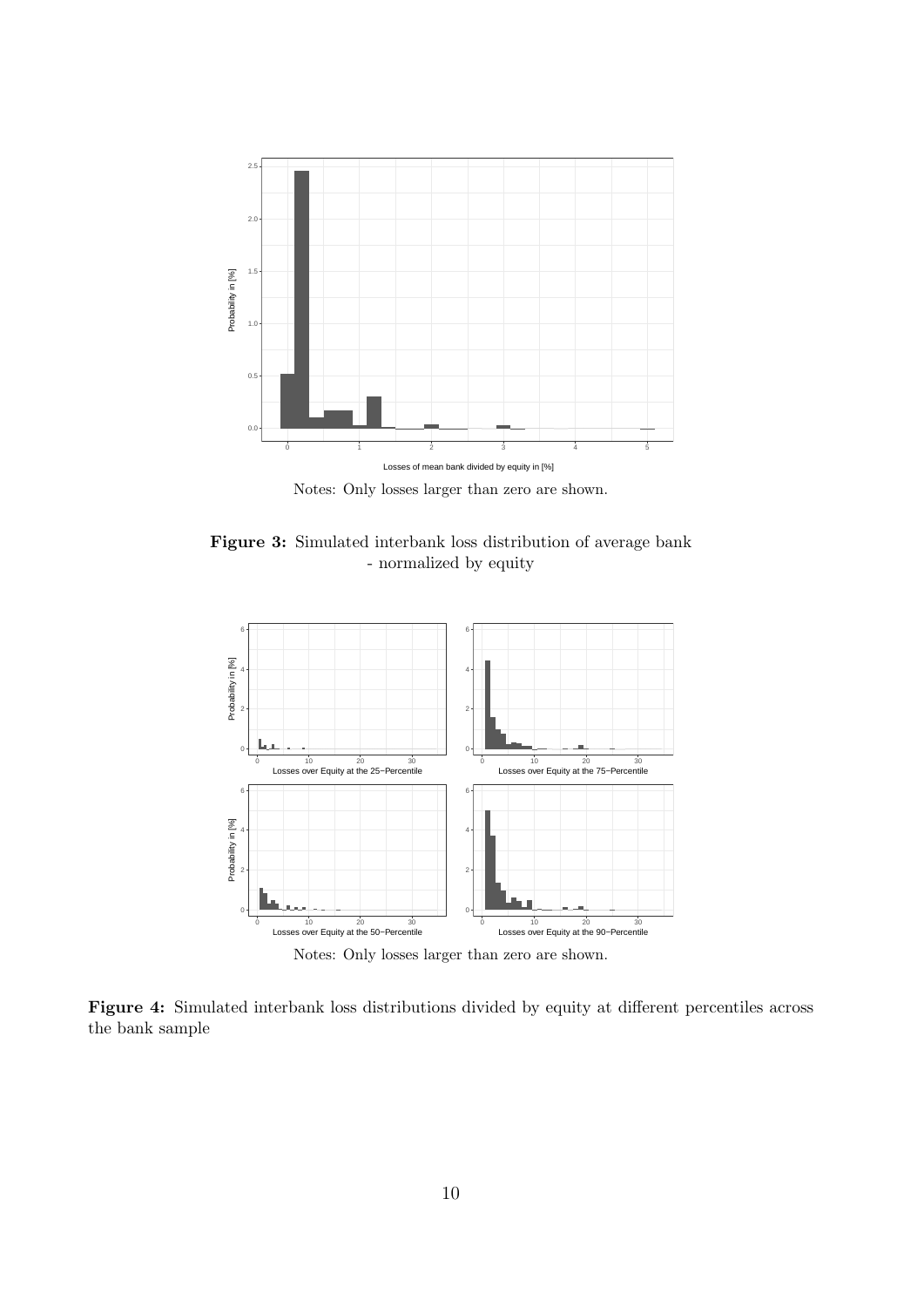Notes: Only losses larger than zero are shown.

**Figure 3:** Simulated interbank loss distribution of average bank - normalized by equity

Notes: Only losses larger than zero are shown.

**Figure 4:** Simulated interbank loss distributions divided by equity at different percentiles across the bank sample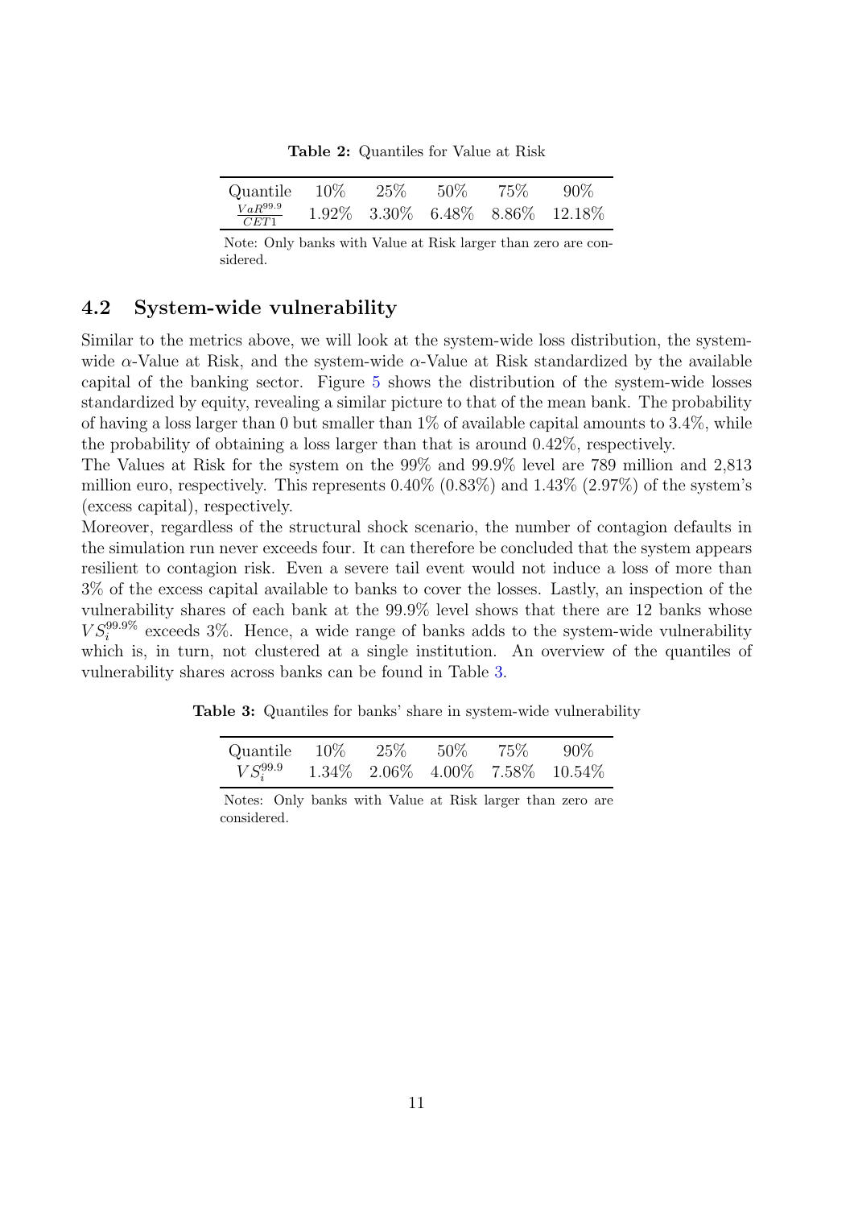**Table 2:** Quantiles for Value at Risk

| Quantile | 10% | 25% | 50% | 75% | 90% |
|---|---|---|---|---|---|
| $\frac{VaR^{99.9}}{CET1}$ | 1.92% | 3.30% | 6.48% | 8.86% | 12.18% |

Note: Only banks with Value at Risk larger than zero are considered.

## 4.2 System-wide vulnerability

Similar to the metrics above, we will look at the system-wide loss distribution, the system-wide $\alpha$-Value at Risk, and the system-wide $\alpha$-Value at Risk standardized by the available capital of the banking sector. Figure 5 shows the distribution of the system-wide losses standardized by equity, revealing a similar picture to that of the mean bank. The probability of having a loss larger than 0 but smaller than 1% of available capital amounts to 3.4%, while the probability of obtaining a loss larger than that is around 0.42%, respectively.

The Values at Risk for the system on the 99% and 99.9% level are 789 million and 2,813 million euro, respectively. This represents 0.40% (0.83%) and 1.43% (2.97%) of the system's (excess capital), respectively.

Moreover, regardless of the structural shock scenario, the number of contagion defaults in the simulation run never exceeds four. It can therefore be concluded that the system appears resilient to contagion risk. Even a severe tail event would not induce a loss of more than 3% of the excess capital available to banks to cover the losses. Lastly, an inspection of the vulnerability shares of each bank at the 99.9% level shows that there are 12 banks whose $VS_i^{99.9\%}$ exceeds 3%. Hence, a wide range of banks adds to the system-wide vulnerability which is, in turn, not clustered at a single institution. An overview of the quantiles of vulnerability shares across banks can be found in Table 3.

**Table 3:** Quantiles for banks' share in system-wide vulnerability

| Quantile | 10% | 25% | 50% | 75% | 90% |
|---|---|---|---|---|---|
| $VS_i^{99.9}$ | 1.34% | 2.06% | 4.00% | 7.58% | 10.54% |

Notes: Only banks with Value at Risk larger than zero are considered.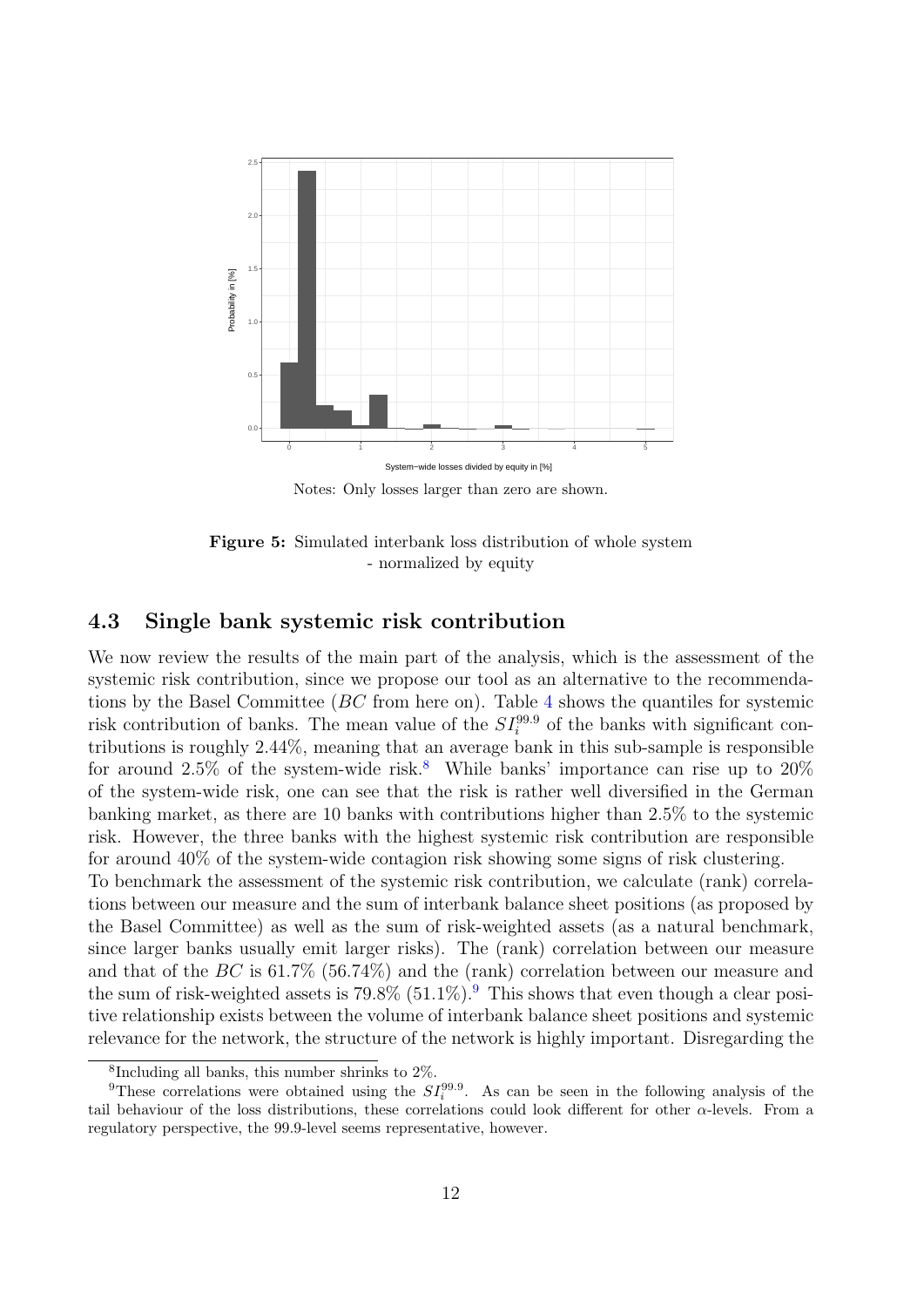Notes: Only losses larger than zero are shown.

**Figure 5:** Simulated interbank loss distribution of whole system - normalized by equity

### 4.3 Single bank systemic risk contribution

We now review the results of the main part of the analysis, which is the assessment of the systemic risk contribution, since we propose our tool as an alternative to the recommendations by the Basel Committee (*BC* from here on). Table 4 shows the quantiles for systemic risk contribution of banks. The mean value of the $SI_i^{99.9}$ of the banks with significant contributions is roughly 2.44%, meaning that an average bank in this sub-sample is responsible for around 2.5% of the system-wide risk.[8] While banks' importance can rise up to 20% of the system-wide risk, one can see that the risk is rather well diversified in the German banking market, as there are 10 banks with contributions higher than 2.5% to the systemic risk. However, the three banks with the highest systemic risk contribution are responsible for around 40% of the system-wide contagion risk showing some signs of risk clustering.

To benchmark the assessment of the systemic risk contribution, we calculate (rank) correlations between our measure and the sum of interbank balance sheet positions (as proposed by the Basel Committee) as well as the sum of risk-weighted assets (as a natural benchmark, since larger banks usually emit larger risks). The (rank) correlation between our measure and that of the *BC* is 61.7% (56.74%) and the (rank) correlation between our measure and the sum of risk-weighted assets is 79.8% (51.1%).[9] This shows that even though a clear positive relationship exists between the volume of interbank balance sheet positions and systemic relevance for the network, the structure of the network is highly important. Disregarding the

[8] Including all banks, this number shrinks to 2%.

[9] These correlations were obtained using the $SI_i^{99.9}$. As can be seen in the following analysis of the tail behaviour of the loss distributions, these correlations could look different for other $\alpha$-levels. From a regulatory perspective, the 99.9-level seems representative, however.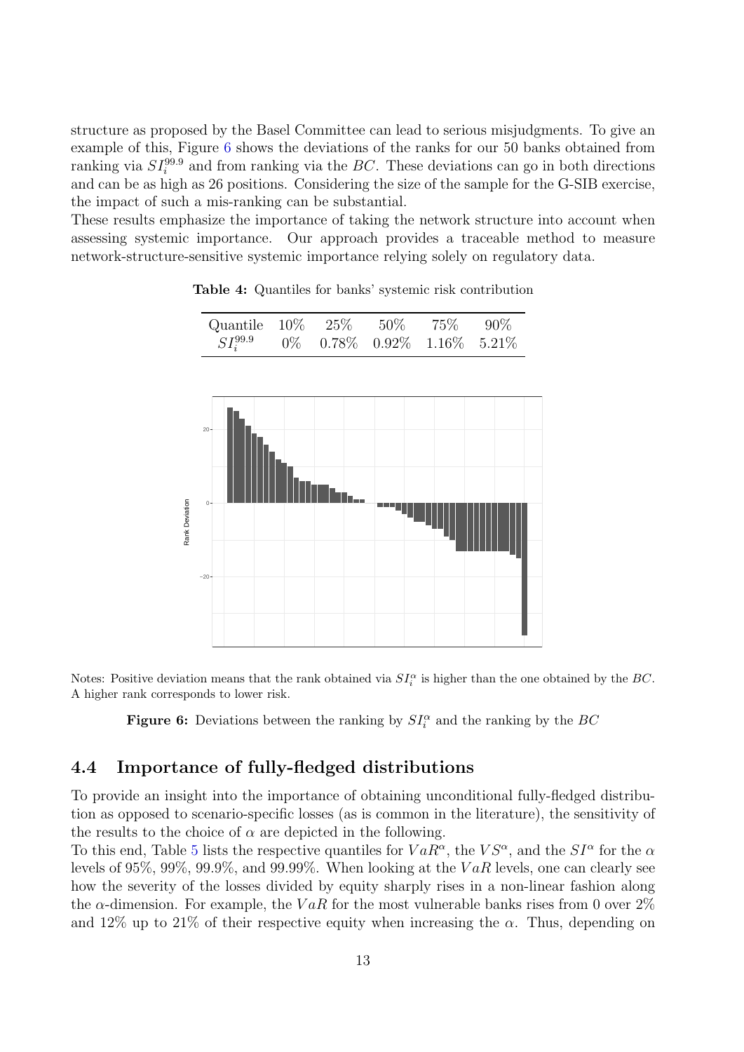structure as proposed by the Basel Committee can lead to serious misjudgments. To give an example of this, Figure 6 shows the deviations of the ranks for our 50 banks obtained from ranking via $SI_i^{99.9}$ and from ranking via the $BC$. These deviations can go in both directions and can be as high as 26 positions. Considering the size of the sample for the G-SIB exercise, the impact of such a mis-ranking can be substantial.

These results emphasize the importance of taking the network structure into account when assessing systemic importance. Our approach provides a traceable method to measure network-structure-sensitive systemic importance relying solely on regulatory data.

**Table 4:** Quantiles for banks' systemic risk contribution

| Quantile | 10% | 25% | 50% | 75% | 90% |
|---|---|---|---|---|---|
| $SI_i^{99.9}$ | 0% | 0.78% | 0.92% | 1.16% | 5.21% |

Notes: Positive deviation means that the rank obtained via $SI_i^{\alpha}$ is higher than the one obtained by the $BC$. A higher rank corresponds to lower risk.

**Figure 6:** Deviations between the ranking by $SI_i^{\alpha}$ and the ranking by the $BC$

## 4.4 Importance of fully-fledged distributions

To provide an insight into the importance of obtaining unconditional fully-fledged distribution as opposed to scenario-specific losses (as is common in the literature), the sensitivity of the results to the choice of $\alpha$ are depicted in the following.

To this end, Table 5 lists the respective quantiles for $VaR^{\alpha}$, the $VS^{\alpha}$, and the $SI^{\alpha}$ for the $\alpha$ levels of 95%, 99%, 99.9%, and 99.99%. When looking at the $VaR$ levels, one can clearly see how the severity of the losses divided by equity sharply rises in a non-linear fashion along the $\alpha$-dimension. For example, the $VaR$ for the most vulnerable banks rises from 0 over 2% and 12% up to 21% of their respective equity when increasing the $\alpha$. Thus, depending on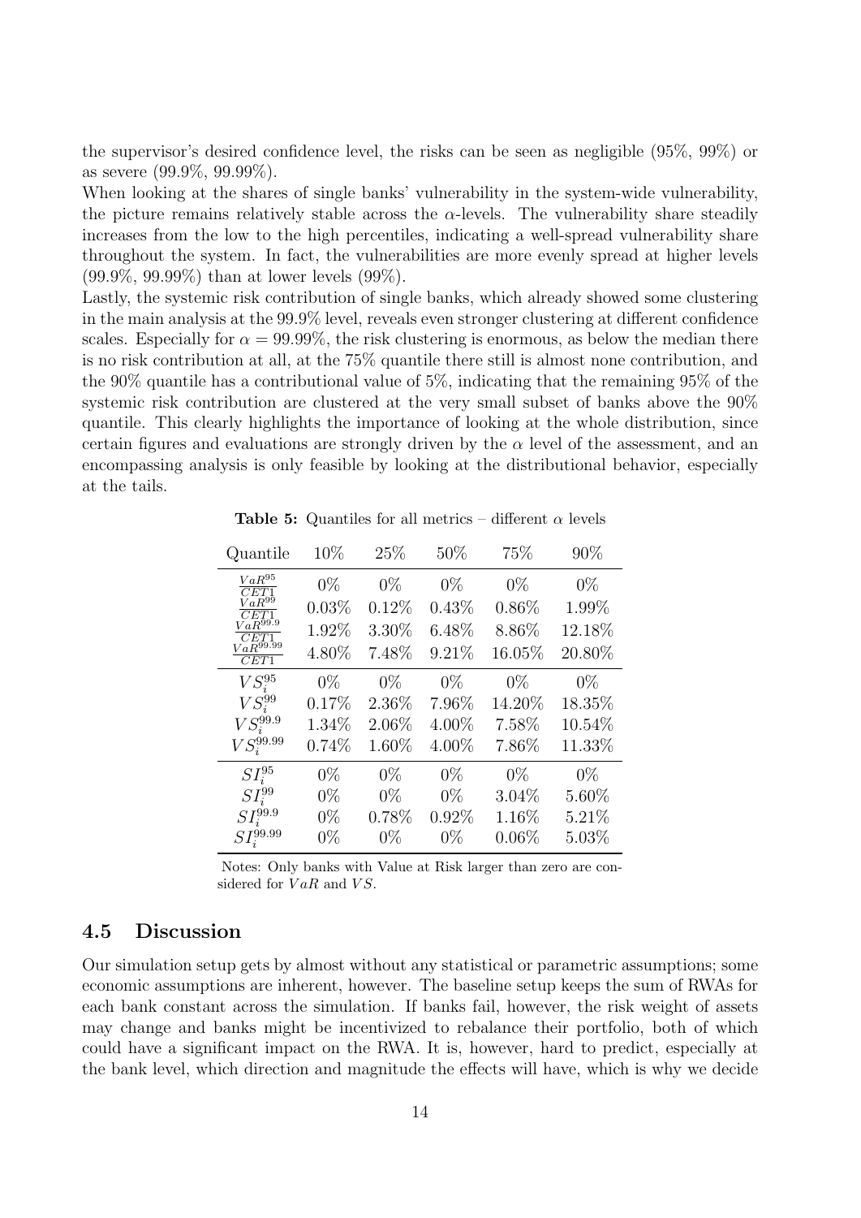the supervisor's desired confidence level, the risks can be seen as negligible (95%, 99%) or as severe (99.9%, 99.99%).

When looking at the shares of single banks' vulnerability in the system-wide vulnerability, the picture remains relatively stable across the $\alpha$-levels. The vulnerability share steadily increases from the low to the high percentiles, indicating a well-spread vulnerability share throughout the system. In fact, the vulnerabilities are more evenly spread at higher levels (99.9%, 99.99%) than at lower levels (99%).

Lastly, the systemic risk contribution of single banks, which already showed some clustering in the main analysis at the 99.9% level, reveals even stronger clustering at different confidence scales. Especially for $\alpha = 99.99\%$, the risk clustering is enormous, as below the median there is no risk contribution at all, at the 75% quantile there still is almost none contribution, and the 90% quantile has a contributional value of 5%, indicating that the remaining 95% of the systemic risk contribution are clustered at the very small subset of banks above the 90% quantile. This clearly highlights the importance of looking at the whole distribution, since certain figures and evaluations are strongly driven by the $\alpha$ level of the assessment, and an encompassing analysis is only feasible by looking at the distributional behavior, especially at the tails.

**Table 5:** Quantiles for all metrics – different $\alpha$ levels

| Quantile | 10% | 25% | 50% | 75% | 90% |
|---|---|---|---|---|---|
| $\frac{VaR^{95}}{CET1}$ | 0% | 0% | 0% | 0% | 0% |
| $\frac{VaR^{99}}{CET1}$ | 0.03% | 0.12% | 0.43% | 0.86% | 1.99% |
| $\frac{VaR^{99.9}}{CET1}$ | 1.92% | 3.30% | 6.48% | 8.86% | 12.18% |
| $\frac{VaR^{99.99}}{CET1}$ | 4.80% | 7.48% | 9.21% | 16.05% | 20.80% |
| $VS_i^{95}$ | 0% | 0% | 0% | 0% | 0% |
| $VS_i^{99}$ | 0.17% | 2.36% | 7.96% | 14.20% | 18.35% |
| $VS_i^{99.9}$ | 1.34% | 2.06% | 4.00% | 7.58% | 10.54% |
| $VS_i^{99.99}$ | 0.74% | 1.60% | 4.00% | 7.86% | 11.33% |
| $SI_i^{95}$ | 0% | 0% | 0% | 0% | 0% |
| $SI_i^{99}$ | 0% | 0% | 0% | 3.04% | 5.60% |
| $SI_i^{99.9}$ | 0% | 0.78% | 0.92% | 1.16% | 5.21% |
| $SI_i^{99.99}$ | 0% | 0% | 0% | 0.06% | 5.03% |

Notes: Only banks with Value at Risk larger than zero are considered for $VaR$ and $VS$.

## 4.5 Discussion

Our simulation setup gets by almost without any statistical or parametric assumptions; some economic assumptions are inherent, however. The baseline setup keeps the sum of RWAs for each bank constant across the simulation. If banks fail, however, the risk weight of assets may change and banks might be incentivized to rebalance their portfolio, both of which could have a significant impact on the RWA. It is, however, hard to predict, especially at the bank level, which direction and magnitude the effects will have, which is why we decide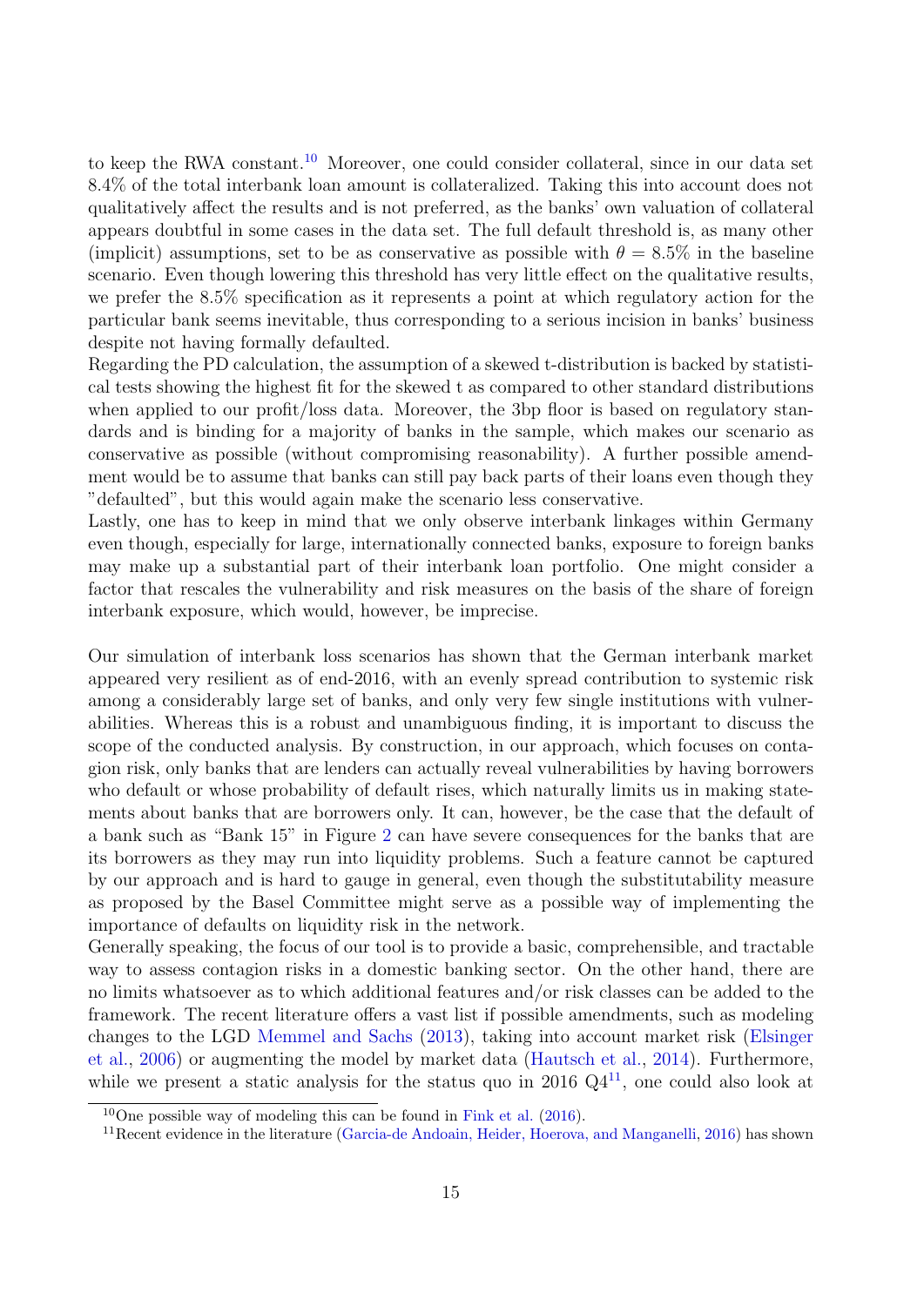to keep the RWA constant.[10] Moreover, one could consider collateral, since in our data set 8.4% of the total interbank loan amount is collateralized. Taking this into account does not qualitatively affect the results and is not preferred, as the banks' own valuation of collateral appears doubtful in some cases in the data set. The full default threshold is, as many other (implicit) assumptions, set to be as conservative as possible with $\theta = 8.5\%$ in the baseline scenario. Even though lowering this threshold has very little effect on the qualitative results, we prefer the 8.5% specification as it represents a point at which regulatory action for the particular bank seems inevitable, thus corresponding to a serious incision in banks' business despite not having formally defaulted.

Regarding the PD calculation, the assumption of a skewed t-distribution is backed by statistical tests showing the highest fit for the skewed t as compared to other standard distributions when applied to our profit/loss data. Moreover, the 3bp floor is based on regulatory standards and is binding for a majority of banks in the sample, which makes our scenario as conservative as possible (without compromising reasonability). A further possible amendment would be to assume that banks can still pay back parts of their loans even though they "defaulted", but this would again make the scenario less conservative.

Lastly, one has to keep in mind that we only observe interbank linkages within Germany even though, especially for large, internationally connected banks, exposure to foreign banks may make up a substantial part of their interbank loan portfolio. One might consider a factor that rescales the vulnerability and risk measures on the basis of the share of foreign interbank exposure, which would, however, be imprecise.

Our simulation of interbank loss scenarios has shown that the German interbank market appeared very resilient as of end-2016, with an evenly spread contribution to systemic risk among a considerably large set of banks, and only very few single institutions with vulnerabilities. Whereas this is a robust and unambiguous finding, it is important to discuss the scope of the conducted analysis. By construction, in our approach, which focuses on contagion risk, only banks that are lenders can actually reveal vulnerabilities by having borrowers who default or whose probability of default rises, which naturally limits us in making statements about banks that are borrowers only. It can, however, be the case that the default of a bank such as "Bank 15" in Figure 2 can have severe consequences for the banks that are its borrowers as they may run into liquidity problems. Such a feature cannot be captured by our approach and is hard to gauge in general, even though the substitutability measure as proposed by the Basel Committee might serve as a possible way of implementing the importance of defaults on liquidity risk in the network.

Generally speaking, the focus of our tool is to provide a basic, comprehensible, and tractable way to assess contagion risks in a domestic banking sector. On the other hand, there are no limits whatsoever as to which additional features and/or risk classes can be added to the framework. The recent literature offers a vast list if possible amendments, such as modeling changes to the LGD Memmel and Sachs (2013), taking into account market risk (Elsinger et al., 2006) or augmenting the model by market data (Hautsch et al., 2014). Furthermore, while we present a static analysis for the status quo in 2016 Q4[11], one could also look at

[10] One possible way of modeling this can be found in Fink et al. (2016).

[11] Recent evidence in the literature (Garcia-de Andoain, Heider, Hoerova, and Manganelli, 2016) has shown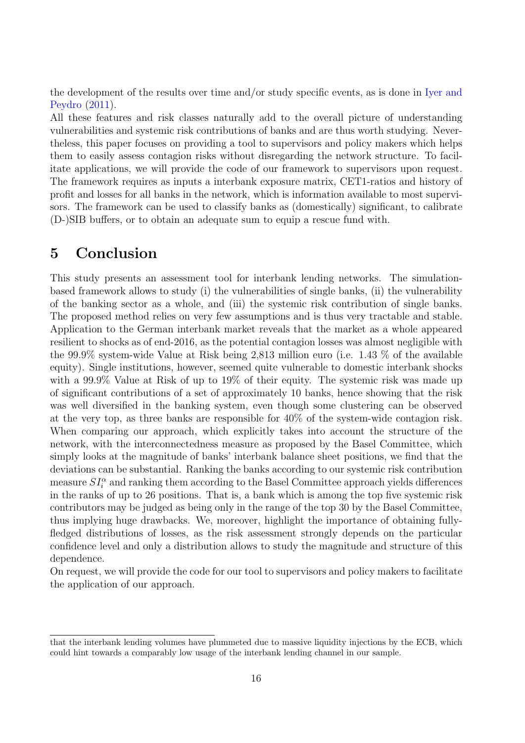the development of the results over time and/or study specific events, as is done in Iyer and Peydro (2011).

All these features and risk classes naturally add to the overall picture of understanding vulnerabilities and systemic risk contributions of banks and are thus worth studying. Nevertheless, this paper focuses on providing a tool to supervisors and policy makers which helps them to easily assess contagion risks without disregarding the network structure. To facilitate applications, we will provide the code of our framework to supervisors upon request. The framework requires as inputs a interbank exposure matrix, CET1-ratios and history of profit and losses for all banks in the network, which is information available to most supervisors. The framework can be used to classify banks as (domestically) significant, to calibrate (D-)SIB buffers, or to obtain an adequate sum to equip a rescue fund with.

# 5 Conclusion

This study presents an assessment tool for interbank lending networks. The simulation-based framework allows to study (i) the vulnerabilities of single banks, (ii) the vulnerability of the banking sector as a whole, and (iii) the systemic risk contribution of single banks. The proposed method relies on very few assumptions and is thus very tractable and stable. Application to the German interbank market reveals that the market as a whole appeared resilient to shocks as of end-2016, as the potential contagion losses was almost negligible with the 99.9% system-wide Value at Risk being 2,813 million euro (i.e. 1.43 % of the available equity). Single institutions, however, seemed quite vulnerable to domestic interbank shocks with a 99.9% Value at Risk of up to 19% of their equity. The systemic risk was made up of significant contributions of a set of approximately 10 banks, hence showing that the risk was well diversified in the banking system, even though some clustering can be observed at the very top, as three banks are responsible for 40% of the system-wide contagion risk. When comparing our approach, which explicitly takes into account the structure of the network, with the interconnectedness measure as proposed by the Basel Committee, which simply looks at the magnitude of banks' interbank balance sheet positions, we find that the deviations can be substantial. Ranking the banks according to our systemic risk contribution measure $SI_i^{\alpha}$ and ranking them according to the Basel Committee approach yields differences in the ranks of up to 26 positions. That is, a bank which is among the top five systemic risk contributors may be judged as being only in the range of the top 30 by the Basel Committee, thus implying huge drawbacks. We, moreover, highlight the importance of obtaining fully-fledged distributions of losses, as the risk assessment strongly depends on the particular confidence level and only a distribution allows to study the magnitude and structure of this dependence.

On request, we will provide the code for our tool to supervisors and policy makers to facilitate the application of our approach.

---

that the interbank lending volumes have plummeted due to massive liquidity injections by the ECB, which could hint towards a comparably low usage of the interbank lending channel in our sample.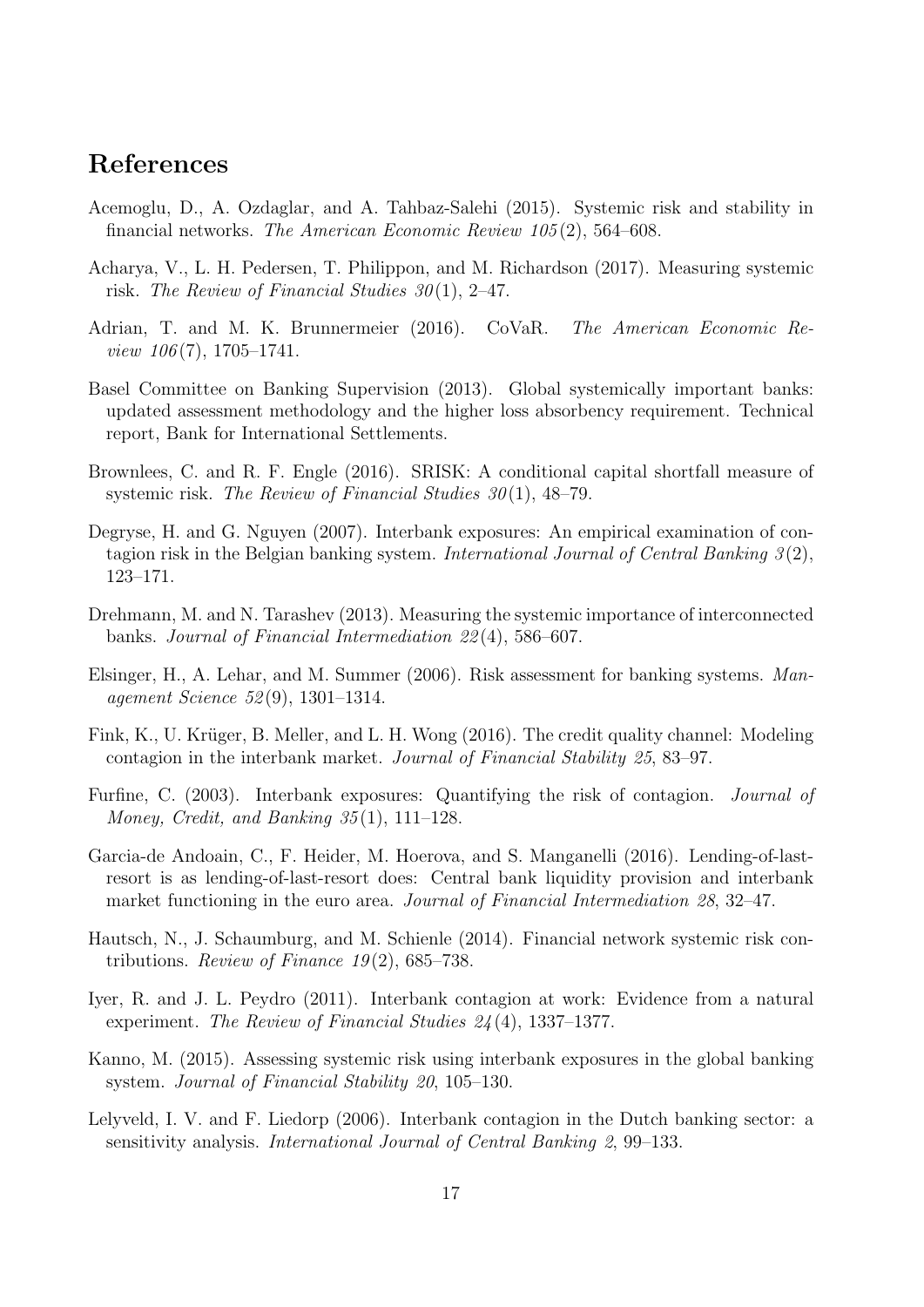## References

Acemoglu, D., A. Ozdaglar, and A. Tahbaz-Salehi (2015). Systemic risk and stability in financial networks. *The American Economic Review 105*(2), 564–608.

Acharya, V., L. H. Pedersen, T. Philippon, and M. Richardson (2017). Measuring systemic risk. *The Review of Financial Studies 30*(1), 2–47.

Adrian, T. and M. K. Brunnermeier (2016). CoVaR. *The American Economic Review 106*(7), 1705–1741.

Basel Committee on Banking Supervision (2013). Global systemically important banks: updated assessment methodology and the higher loss absorbency requirement. Technical report, Bank for International Settlements.

Brownlees, C. and R. F. Engle (2016). SRISK: A conditional capital shortfall measure of systemic risk. *The Review of Financial Studies 30*(1), 48–79.

Degryse, H. and G. Nguyen (2007). Interbank exposures: An empirical examination of contagion risk in the Belgian banking system. *International Journal of Central Banking 3*(2), 123–171.

Drehmann, M. and N. Tarashev (2013). Measuring the systemic importance of interconnected banks. *Journal of Financial Intermediation 22*(4), 586–607.

Elsinger, H., A. Lehar, and M. Summer (2006). Risk assessment for banking systems. *Management Science 52*(9), 1301–1314.

Fink, K., U. Krüger, B. Meller, and L. H. Wong (2016). The credit quality channel: Modeling contagion in the interbank market. *Journal of Financial Stability 25*, 83–97.

Furfine, C. (2003). Interbank exposures: Quantifying the risk of contagion. *Journal of Money, Credit, and Banking 35*(1), 111–128.

Garcia-de Andoain, C., F. Heider, M. Hoerova, and S. Manganelli (2016). Lending-of-last-resort is as lending-of-last-resort does: Central bank liquidity provision and interbank market functioning in the euro area. *Journal of Financial Intermediation 28*, 32–47.

Hautsch, N., J. Schaumburg, and M. Schienle (2014). Financial network systemic risk contributions. *Review of Finance 19*(2), 685–738.

Iyer, R. and J. L. Peydro (2011). Interbank contagion at work: Evidence from a natural experiment. *The Review of Financial Studies 24*(4), 1337–1377.

Kanno, M. (2015). Assessing systemic risk using interbank exposures in the global banking system. *Journal of Financial Stability 20*, 105–130.

Lelyveld, I. V. and F. Liedorp (2006). Interbank contagion in the Dutch banking sector: a sensitivity analysis. *International Journal of Central Banking 2*, 99–133.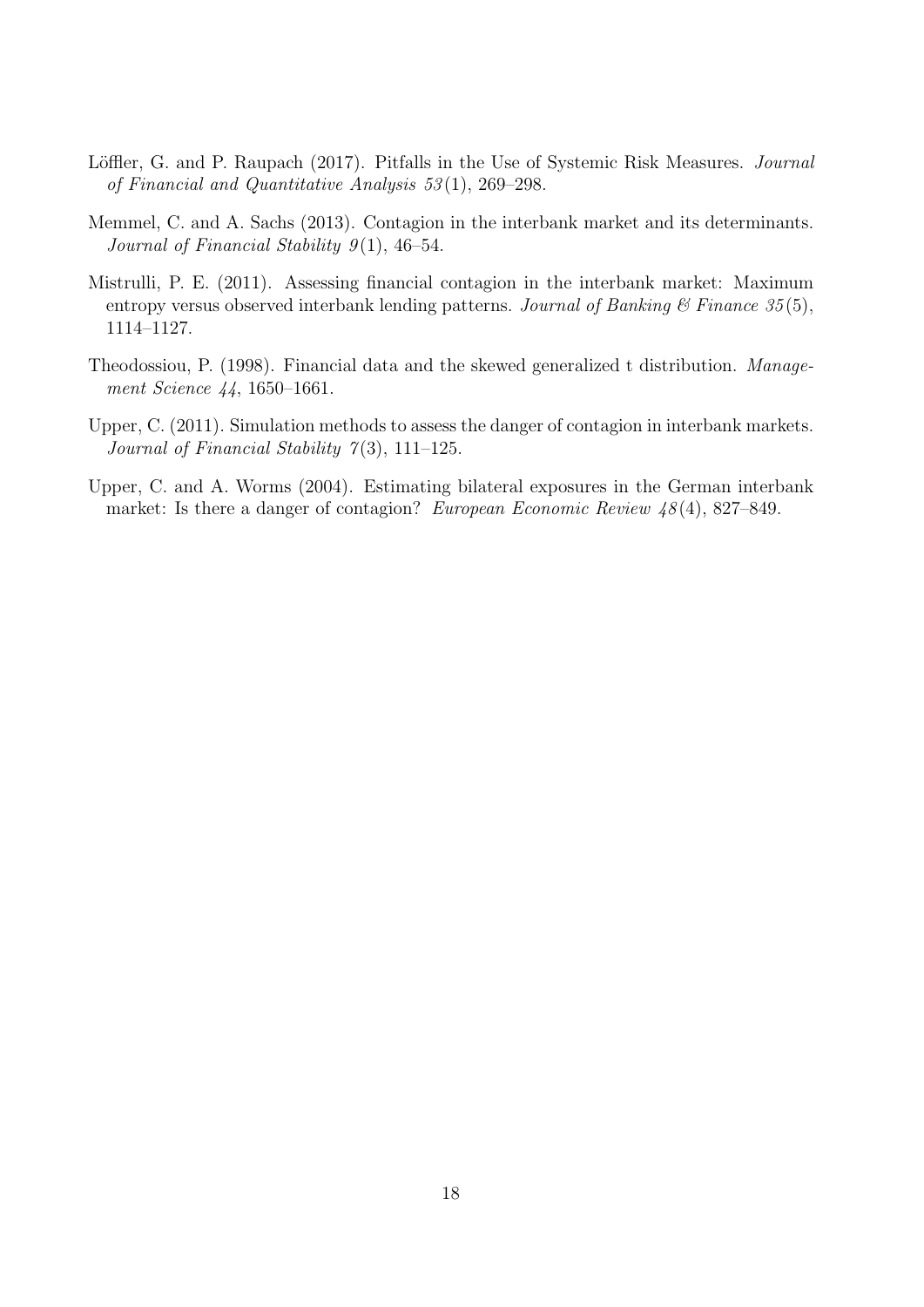Löffler, G. and P. Raupach (2017). Pitfalls in the Use of Systemic Risk Measures. *Journal of Financial and Quantitative Analysis 53*(1), 269–298.

Memmel, C. and A. Sachs (2013). Contagion in the interbank market and its determinants. *Journal of Financial Stability 9*(1), 46–54.

Mistrulli, P. E. (2011). Assessing financial contagion in the interbank market: Maximum entropy versus observed interbank lending patterns. *Journal of Banking & Finance 35*(5), 1114–1127.

Theodossiou, P. (1998). Financial data and the skewed generalized t distribution. *Management Science 44*, 1650–1661.

Upper, C. (2011). Simulation methods to assess the danger of contagion in interbank markets. *Journal of Financial Stability 7*(3), 111–125.

Upper, C. and A. Worms (2004). Estimating bilateral exposures in the German interbank market: Is there a danger of contagion? *European Economic Review 48*(4), 827–849.